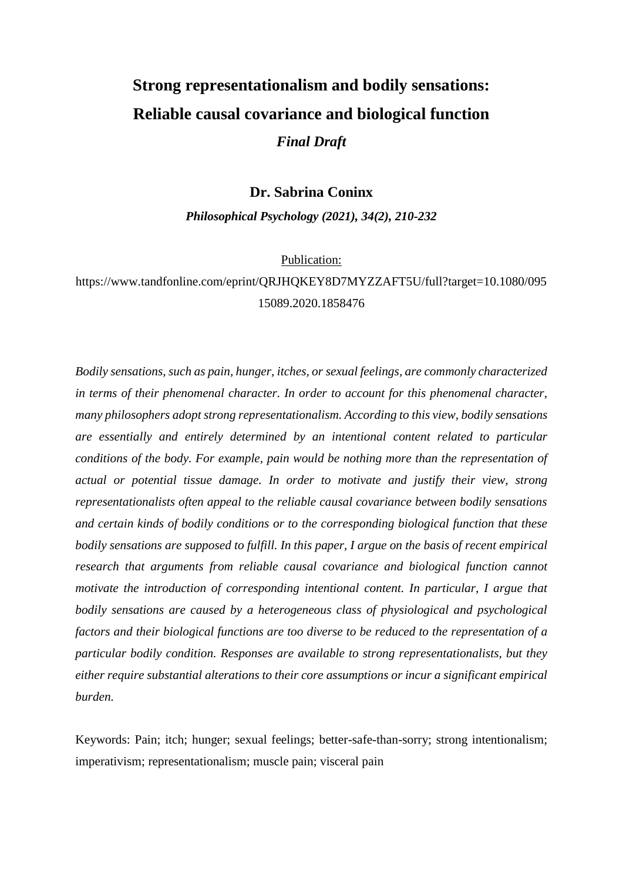# Strong representationalism and bodily sensations: Reliable causal covariance and biological function

***Final Draft***

**Dr. Sabrina Coninx**

***Philosophical Psychology (2021), 34(2), 210-232***

Publication:

https://www.tandfonline.com/eprint/QRJHQKEY8D7MYZZAFT5U/full?target=10.1080/09515089.2020.1858476

*Bodily sensations, such as pain, hunger, itches, or sexual feelings, are commonly characterized in terms of their phenomenal character. In order to account for this phenomenal character, many philosophers adopt strong representationalism. According to this view, bodily sensations are essentially and entirely determined by an intentional content related to particular conditions of the body. For example, pain would be nothing more than the representation of actual or potential tissue damage. In order to motivate and justify their view, strong representationalists often appeal to the reliable causal covariance between bodily sensations and certain kinds of bodily conditions or to the corresponding biological function that these bodily sensations are supposed to fulfill. In this paper, I argue on the basis of recent empirical research that arguments from reliable causal covariance and biological function cannot motivate the introduction of corresponding intentional content. In particular, I argue that bodily sensations are caused by a heterogeneous class of physiological and psychological factors and their biological functions are too diverse to be reduced to the representation of a particular bodily condition. Responses are available to strong representationalists, but they either require substantial alterations to their core assumptions or incur a significant empirical burden.*

Keywords: Pain; itch; hunger; sexual feelings; better-safe-than-sorry; strong intentionalism; imperativism; representationalism; muscle pain; visceral pain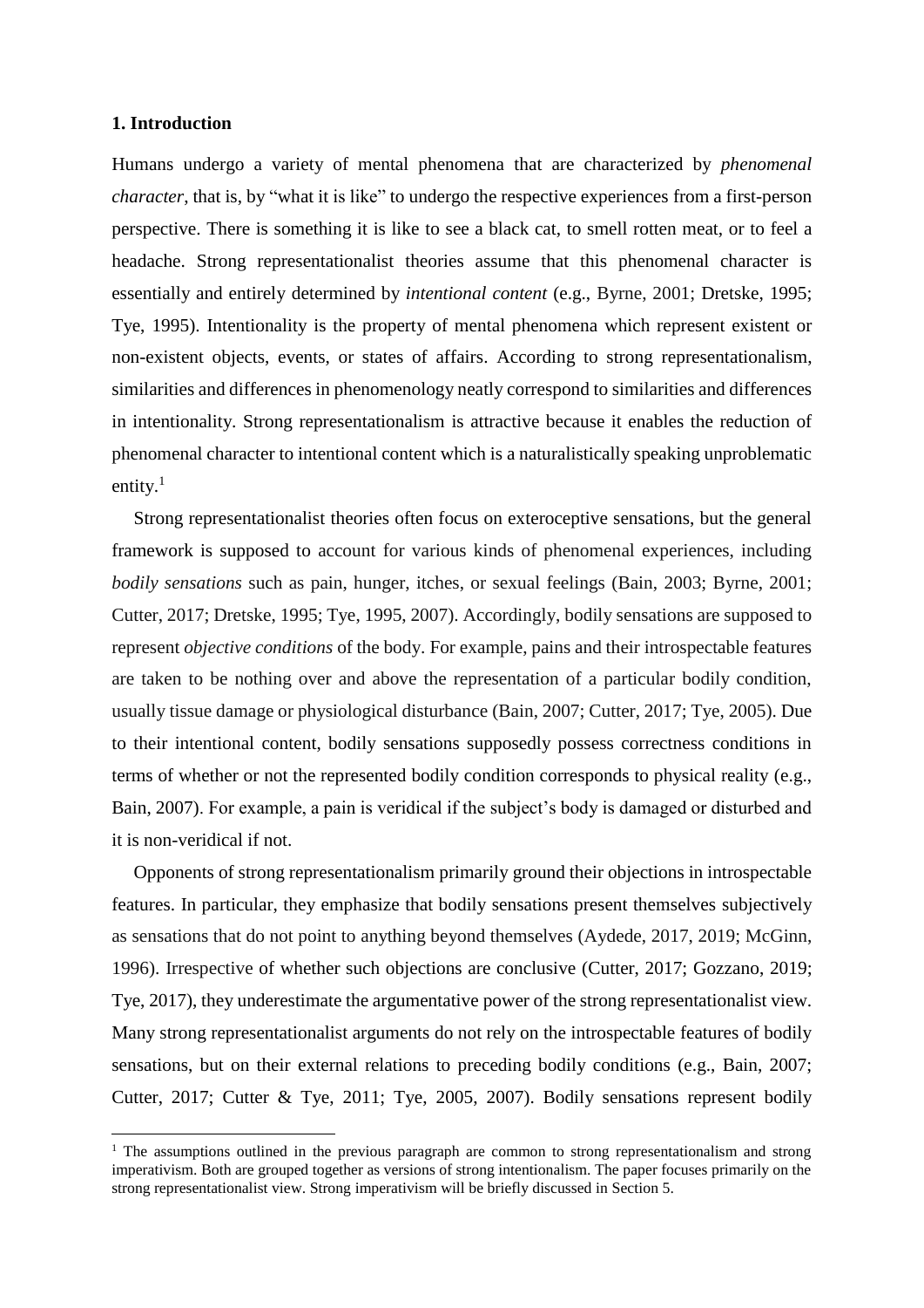## 1. Introduction

Humans undergo a variety of mental phenomena that are characterized by *phenomenal character*, that is, by "what it is like" to undergo the respective experiences from a first-person perspective. There is something it is like to see a black cat, to smell rotten meat, or to feel a headache. Strong representationalist theories assume that this phenomenal character is essentially and entirely determined by *intentional content* (e.g., Byrne, 2001; Dretske, 1995; Tye, 1995). Intentionality is the property of mental phenomena which represent existent or non-existent objects, events, or states of affairs. According to strong representationalism, similarities and differences in phenomenology neatly correspond to similarities and differences in intentionality. Strong representationalism is attractive because it enables the reduction of phenomenal character to intentional content which is a naturalistically speaking unproblematic entity.[1]

Strong representationalist theories often focus on exteroceptive sensations, but the general framework is supposed to account for various kinds of phenomenal experiences, including *bodily sensations* such as pain, hunger, itches, or sexual feelings (Bain, 2003; Byrne, 2001; Cutter, 2017; Dretske, 1995; Tye, 1995, 2007). Accordingly, bodily sensations are supposed to represent *objective conditions* of the body. For example, pains and their introspectable features are taken to be nothing over and above the representation of a particular bodily condition, usually tissue damage or physiological disturbance (Bain, 2007; Cutter, 2017; Tye, 2005). Due to their intentional content, bodily sensations supposedly possess correctness conditions in terms of whether or not the represented bodily condition corresponds to physical reality (e.g., Bain, 2007). For example, a pain is veridical if the subject's body is damaged or disturbed and it is non-veridical if not.

Opponents of strong representationalism primarily ground their objections in introspectable features. In particular, they emphasize that bodily sensations present themselves subjectively as sensations that do not point to anything beyond themselves (Aydede, 2017, 2019; McGinn, 1996). Irrespective of whether such objections are conclusive (Cutter, 2017; Gozzano, 2019; Tye, 2017), they underestimate the argumentative power of the strong representationalist view. Many strong representationalist arguments do not rely on the introspectable features of bodily sensations, but on their external relations to preceding bodily conditions (e.g., Bain, 2007; Cutter, 2017; Cutter & Tye, 2011; Tye, 2005, 2007). Bodily sensations represent bodily

[1] The assumptions outlined in the previous paragraph are common to strong representationalism and strong imperativism. Both are grouped together as versions of strong intentionalism. The paper focuses primarily on the strong representationalist view. Strong imperativism will be briefly discussed in Section 5.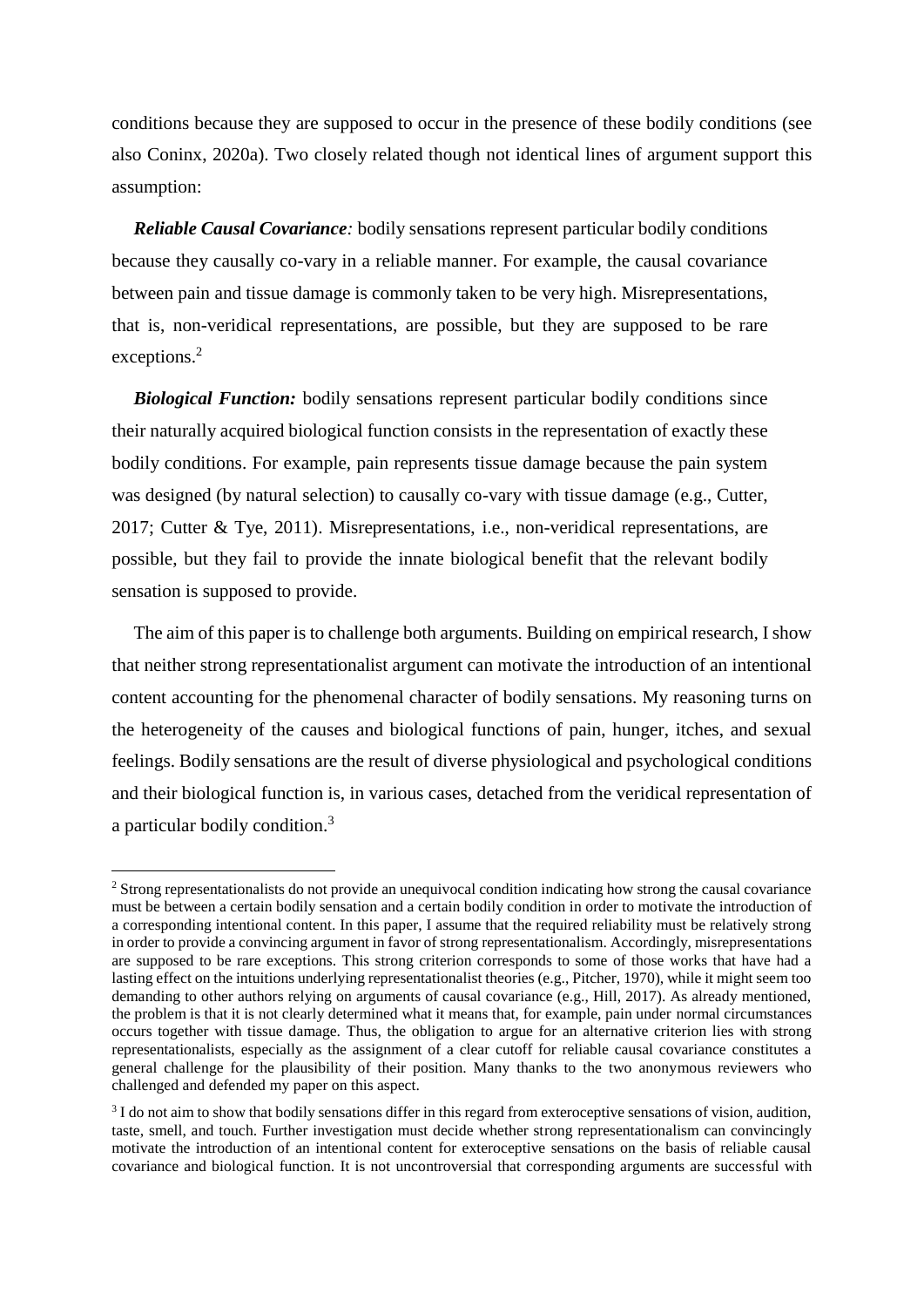conditions because they are supposed to occur in the presence of these bodily conditions (see also Coninx, 2020a). Two closely related though not identical lines of argument support this assumption:

***Reliable Causal Covariance****:* bodily sensations represent particular bodily conditions because they causally co-vary in a reliable manner. For example, the causal covariance between pain and tissue damage is commonly taken to be very high. Misrepresentations, that is, non-veridical representations, are possible, but they are supposed to be rare exceptions.[2]

***Biological Function:*** bodily sensations represent particular bodily conditions since their naturally acquired biological function consists in the representation of exactly these bodily conditions. For example, pain represents tissue damage because the pain system was designed (by natural selection) to causally co-vary with tissue damage (e.g., Cutter, 2017; Cutter & Tye, 2011). Misrepresentations, i.e., non-veridical representations, are possible, but they fail to provide the innate biological benefit that the relevant bodily sensation is supposed to provide.

The aim of this paper is to challenge both arguments. Building on empirical research, I show that neither strong representationalist argument can motivate the introduction of an intentional content accounting for the phenomenal character of bodily sensations. My reasoning turns on the heterogeneity of the causes and biological functions of pain, hunger, itches, and sexual feelings. Bodily sensations are the result of diverse physiological and psychological conditions and their biological function is, in various cases, detached from the veridical representation of a particular bodily condition.[3]

---

[2] Strong representationalists do not provide an unequivocal condition indicating how strong the causal covariance must be between a certain bodily sensation and a certain bodily condition in order to motivate the introduction of a corresponding intentional content. In this paper, I assume that the required reliability must be relatively strong in order to provide a convincing argument in favor of strong representationalism. Accordingly, misrepresentations are supposed to be rare exceptions. This strong criterion corresponds to some of those works that have had a lasting effect on the intuitions underlying representationalist theories (e.g., Pitcher, 1970), while it might seem too demanding to other authors relying on arguments of causal covariance (e.g., Hill, 2017). As already mentioned, the problem is that it is not clearly determined what it means that, for example, pain under normal circumstances occurs together with tissue damage. Thus, the obligation to argue for an alternative criterion lies with strong representationalists, especially as the assignment of a clear cutoff for reliable causal covariance constitutes a general challenge for the plausibility of their position. Many thanks to the two anonymous reviewers who challenged and defended my paper on this aspect.

[3] I do not aim to show that bodily sensations differ in this regard from exteroceptive sensations of vision, audition, taste, smell, and touch. Further investigation must decide whether strong representationalism can convincingly motivate the introduction of an intentional content for exteroceptive sensations on the basis of reliable causal covariance and biological function. It is not uncontroversial that corresponding arguments are successful with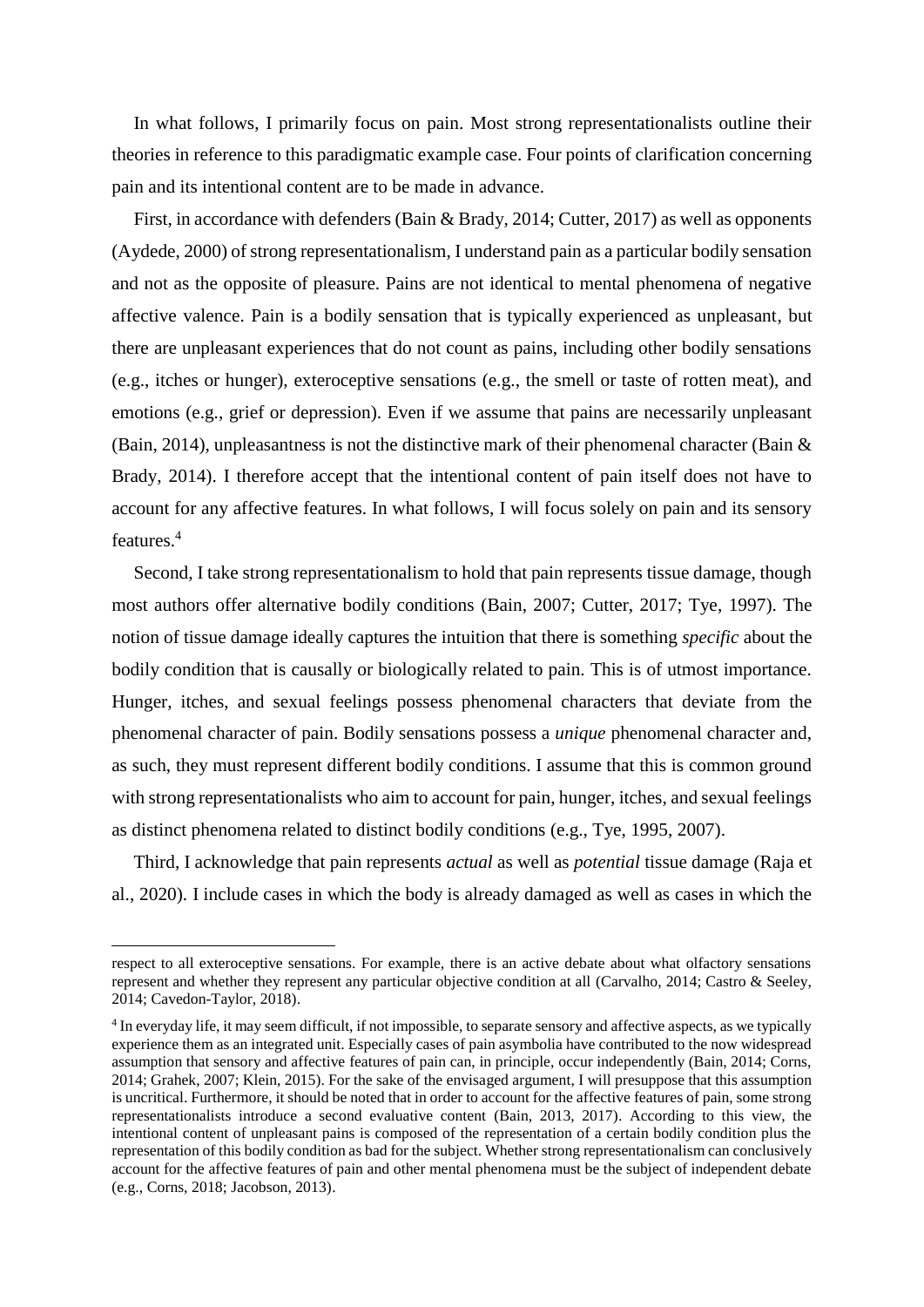In what follows, I primarily focus on pain. Most strong representationalists outline their theories in reference to this paradigmatic example case. Four points of clarification concerning pain and its intentional content are to be made in advance.

First, in accordance with defenders (Bain & Brady, 2014; Cutter, 2017) as well as opponents (Aydede, 2000) of strong representationalism, I understand pain as a particular bodily sensation and not as the opposite of pleasure. Pains are not identical to mental phenomena of negative affective valence. Pain is a bodily sensation that is typically experienced as unpleasant, but there are unpleasant experiences that do not count as pains, including other bodily sensations (e.g., itches or hunger), exteroceptive sensations (e.g., the smell or taste of rotten meat), and emotions (e.g., grief or depression). Even if we assume that pains are necessarily unpleasant (Bain, 2014), unpleasantness is not the distinctive mark of their phenomenal character (Bain & Brady, 2014). I therefore accept that the intentional content of pain itself does not have to account for any affective features. In what follows, I will focus solely on pain and its sensory features.[4]

Second, I take strong representationalism to hold that pain represents tissue damage, though most authors offer alternative bodily conditions (Bain, 2007; Cutter, 2017; Tye, 1997). The notion of tissue damage ideally captures the intuition that there is something *specific* about the bodily condition that is causally or biologically related to pain. This is of utmost importance. Hunger, itches, and sexual feelings possess phenomenal characters that deviate from the phenomenal character of pain. Bodily sensations possess a *unique* phenomenal character and, as such, they must represent different bodily conditions. I assume that this is common ground with strong representationalists who aim to account for pain, hunger, itches, and sexual feelings as distinct phenomena related to distinct bodily conditions (e.g., Tye, 1995, 2007).

Third, I acknowledge that pain represents *actual* as well as *potential* tissue damage (Raja et al., 2020). I include cases in which the body is already damaged as well as cases in which the

---

respect to all exteroceptive sensations. For example, there is an active debate about what olfactory sensations represent and whether they represent any particular objective condition at all (Carvalho, 2014; Castro & Seeley, 2014; Cavedon-Taylor, 2018).

[4] In everyday life, it may seem difficult, if not impossible, to separate sensory and affective aspects, as we typically experience them as an integrated unit. Especially cases of pain asymbolia have contributed to the now widespread assumption that sensory and affective features of pain can, in principle, occur independently (Bain, 2014; Corns, 2014; Grahek, 2007; Klein, 2015). For the sake of the envisaged argument, I will presuppose that this assumption is uncritical. Furthermore, it should be noted that in order to account for the affective features of pain, some strong representationalists introduce a second evaluative content (Bain, 2013, 2017). According to this view, the intentional content of unpleasant pains is composed of the representation of a certain bodily condition plus the representation of this bodily condition as bad for the subject. Whether strong representationalism can conclusively account for the affective features of pain and other mental phenomena must be the subject of independent debate (e.g., Corns, 2018; Jacobson, 2013).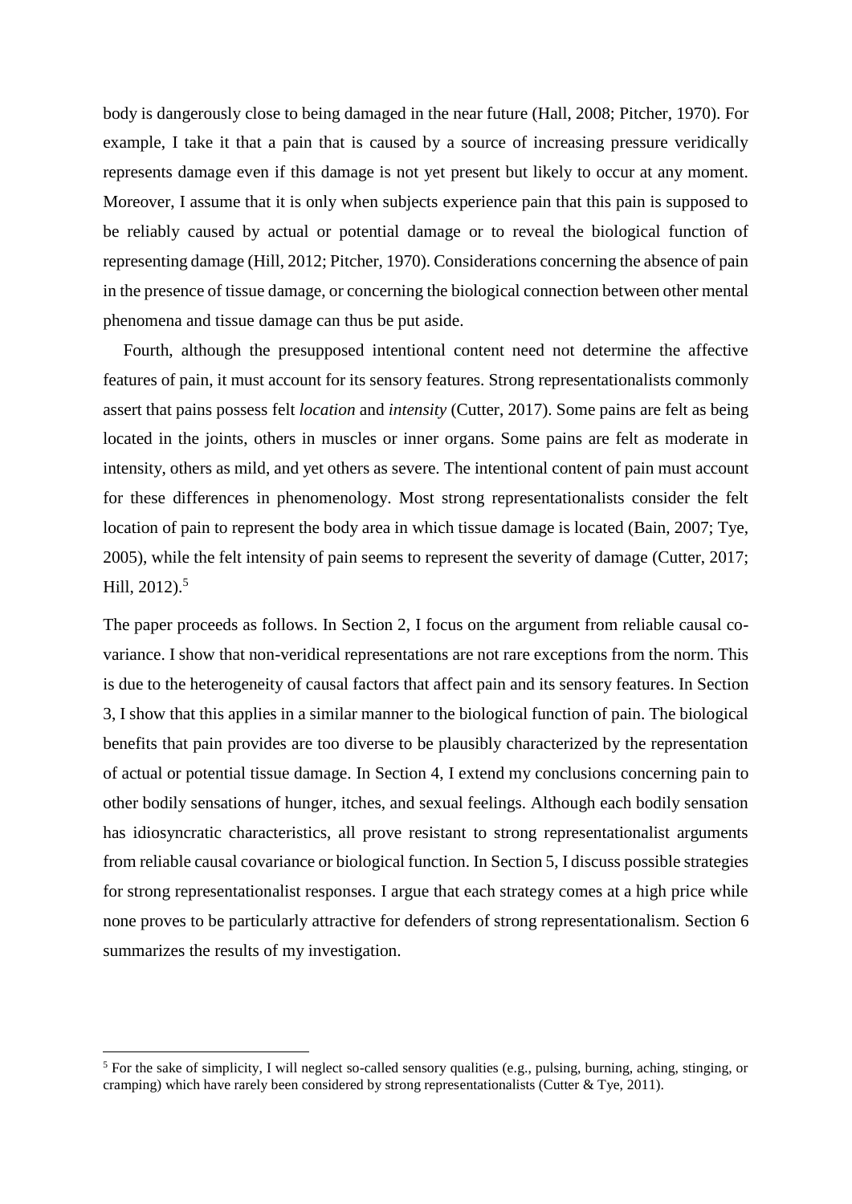body is dangerously close to being damaged in the near future (Hall, 2008; Pitcher, 1970). For example, I take it that a pain that is caused by a source of increasing pressure veridically represents damage even if this damage is not yet present but likely to occur at any moment. Moreover, I assume that it is only when subjects experience pain that this pain is supposed to be reliably caused by actual or potential damage or to reveal the biological function of representing damage (Hill, 2012; Pitcher, 1970). Considerations concerning the absence of pain in the presence of tissue damage, or concerning the biological connection between other mental phenomena and tissue damage can thus be put aside.

Fourth, although the presupposed intentional content need not determine the affective features of pain, it must account for its sensory features. Strong representationalists commonly assert that pains possess felt *location* and *intensity* (Cutter, 2017). Some pains are felt as being located in the joints, others in muscles or inner organs. Some pains are felt as moderate in intensity, others as mild, and yet others as severe. The intentional content of pain must account for these differences in phenomenology. Most strong representationalists consider the felt location of pain to represent the body area in which tissue damage is located (Bain, 2007; Tye, 2005), while the felt intensity of pain seems to represent the severity of damage (Cutter, 2017; Hill, 2012).[5]

The paper proceeds as follows. In Section 2, I focus on the argument from reliable causal co-variance. I show that non-veridical representations are not rare exceptions from the norm. This is due to the heterogeneity of causal factors that affect pain and its sensory features. In Section 3, I show that this applies in a similar manner to the biological function of pain. The biological benefits that pain provides are too diverse to be plausibly characterized by the representation of actual or potential tissue damage. In Section 4, I extend my conclusions concerning pain to other bodily sensations of hunger, itches, and sexual feelings. Although each bodily sensation has idiosyncratic characteristics, all prove resistant to strong representationalist arguments from reliable causal covariance or biological function. In Section 5, I discuss possible strategies for strong representationalist responses. I argue that each strategy comes at a high price while none proves to be particularly attractive for defenders of strong representationalism. Section 6 summarizes the results of my investigation.

[5] For the sake of simplicity, I will neglect so-called sensory qualities (e.g., pulsing, burning, aching, stinging, or cramping) which have rarely been considered by strong representationalists (Cutter & Tye, 2011).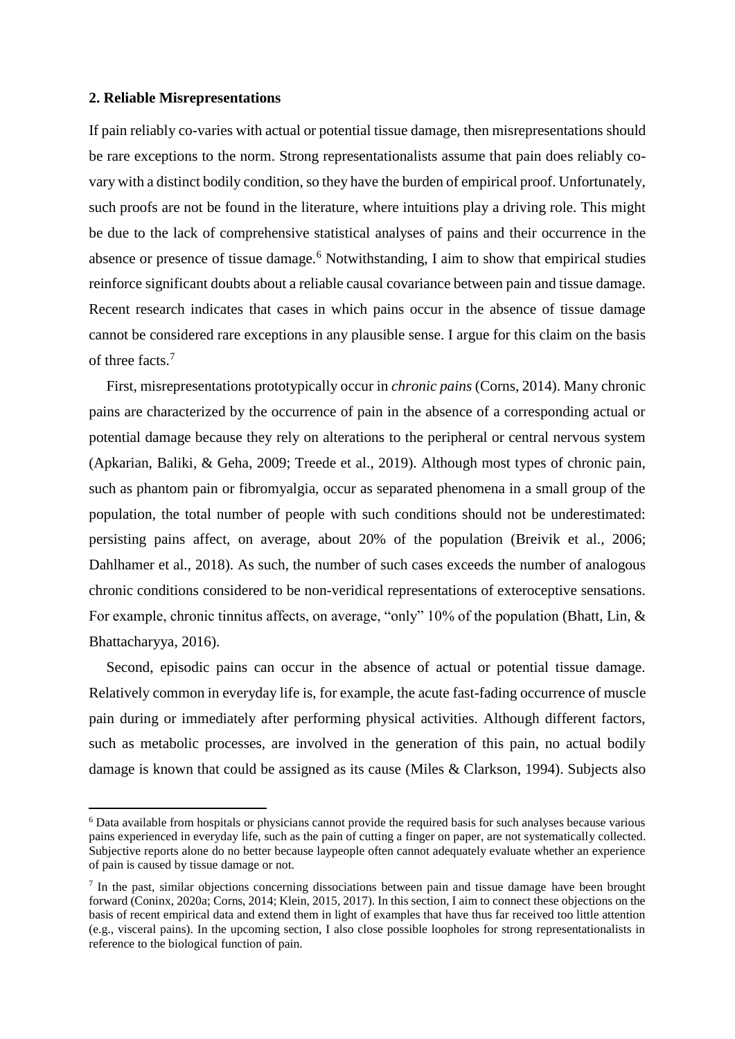## 2. Reliable Misrepresentations

If pain reliably co-varies with actual or potential tissue damage, then misrepresentations should be rare exceptions to the norm. Strong representationalists assume that pain does reliably co-vary with a distinct bodily condition, so they have the burden of empirical proof. Unfortunately, such proofs are not be found in the literature, where intuitions play a driving role. This might be due to the lack of comprehensive statistical analyses of pains and their occurrence in the absence or presence of tissue damage.[6] Notwithstanding, I aim to show that empirical studies reinforce significant doubts about a reliable causal covariance between pain and tissue damage. Recent research indicates that cases in which pains occur in the absence of tissue damage cannot be considered rare exceptions in any plausible sense. I argue for this claim on the basis of three facts.[7]

First, misrepresentations prototypically occur in *chronic pains* (Corns, 2014). Many chronic pains are characterized by the occurrence of pain in the absence of a corresponding actual or potential damage because they rely on alterations to the peripheral or central nervous system (Apkarian, Baliki, & Geha, 2009; Treede et al., 2019). Although most types of chronic pain, such as phantom pain or fibromyalgia, occur as separated phenomena in a small group of the population, the total number of people with such conditions should not be underestimated: persisting pains affect, on average, about 20% of the population (Breivik et al., 2006; Dahlhamer et al., 2018). As such, the number of such cases exceeds the number of analogous chronic conditions considered to be non-veridical representations of exteroceptive sensations. For example, chronic tinnitus affects, on average, "only" 10% of the population (Bhatt, Lin, & Bhattacharyya, 2016).

Second, episodic pains can occur in the absence of actual or potential tissue damage. Relatively common in everyday life is, for example, the acute fast-fading occurrence of muscle pain during or immediately after performing physical activities. Although different factors, such as metabolic processes, are involved in the generation of this pain, no actual bodily damage is known that could be assigned as its cause (Miles & Clarkson, 1994). Subjects also

---

[6] Data available from hospitals or physicians cannot provide the required basis for such analyses because various pains experienced in everyday life, such as the pain of cutting a finger on paper, are not systematically collected. Subjective reports alone do no better because laypeople often cannot adequately evaluate whether an experience of pain is caused by tissue damage or not.

[7] In the past, similar objections concerning dissociations between pain and tissue damage have been brought forward (Coninx, 2020a; Corns, 2014; Klein, 2015, 2017). In this section, I aim to connect these objections on the basis of recent empirical data and extend them in light of examples that have thus far received too little attention (e.g., visceral pains). In the upcoming section, I also close possible loopholes for strong representationalists in reference to the biological function of pain.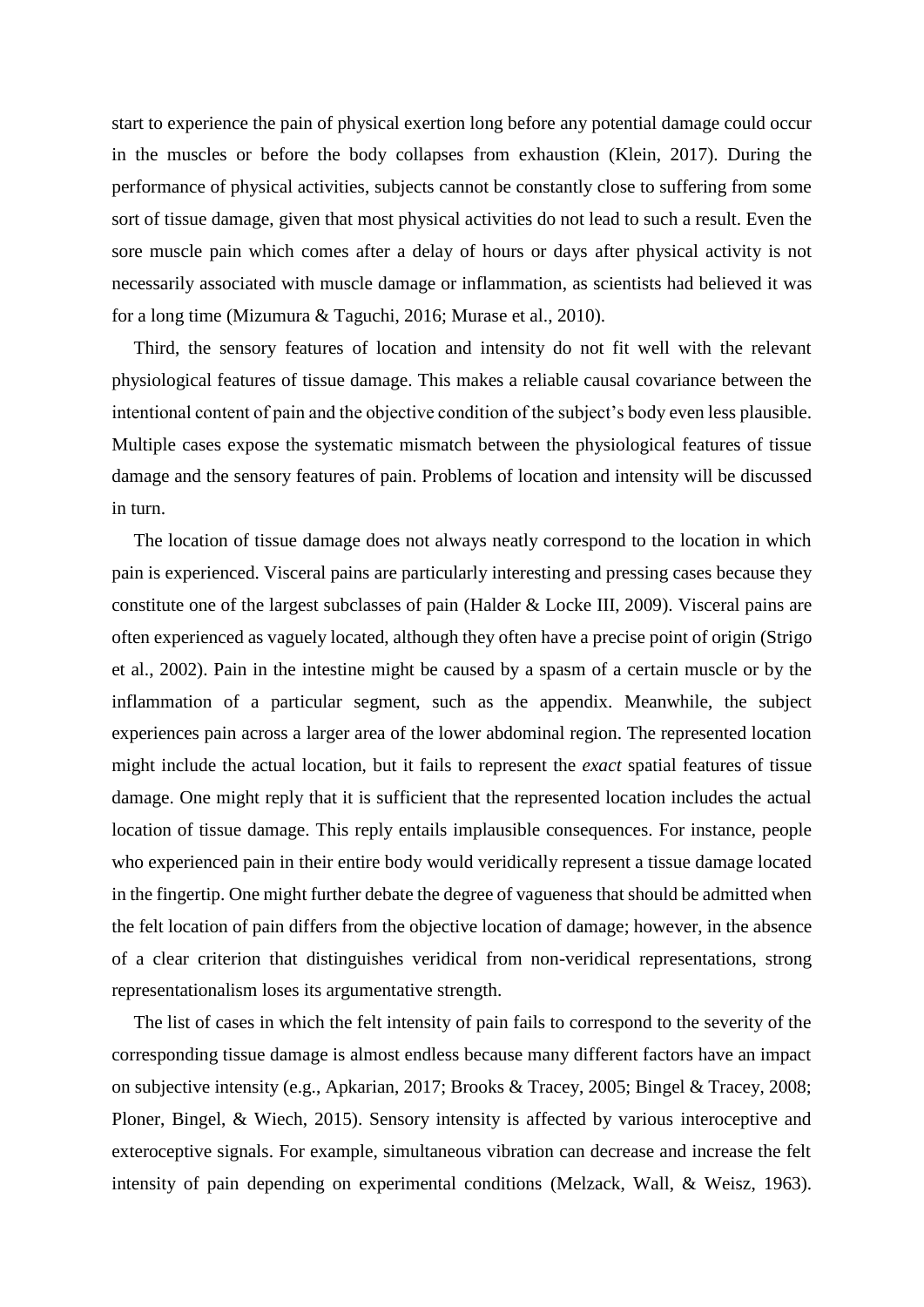start to experience the pain of physical exertion long before any potential damage could occur in the muscles or before the body collapses from exhaustion (Klein, 2017). During the performance of physical activities, subjects cannot be constantly close to suffering from some sort of tissue damage, given that most physical activities do not lead to such a result. Even the sore muscle pain which comes after a delay of hours or days after physical activity is not necessarily associated with muscle damage or inflammation, as scientists had believed it was for a long time (Mizumura & Taguchi, 2016; Murase et al., 2010).

Third, the sensory features of location and intensity do not fit well with the relevant physiological features of tissue damage. This makes a reliable causal covariance between the intentional content of pain and the objective condition of the subject's body even less plausible. Multiple cases expose the systematic mismatch between the physiological features of tissue damage and the sensory features of pain. Problems of location and intensity will be discussed in turn.

The location of tissue damage does not always neatly correspond to the location in which pain is experienced. Visceral pains are particularly interesting and pressing cases because they constitute one of the largest subclasses of pain (Halder & Locke III, 2009). Visceral pains are often experienced as vaguely located, although they often have a precise point of origin (Strigo et al., 2002). Pain in the intestine might be caused by a spasm of a certain muscle or by the inflammation of a particular segment, such as the appendix. Meanwhile, the subject experiences pain across a larger area of the lower abdominal region. The represented location might include the actual location, but it fails to represent the *exact* spatial features of tissue damage. One might reply that it is sufficient that the represented location includes the actual location of tissue damage. This reply entails implausible consequences. For instance, people who experienced pain in their entire body would veridically represent a tissue damage located in the fingertip. One might further debate the degree of vagueness that should be admitted when the felt location of pain differs from the objective location of damage; however, in the absence of a clear criterion that distinguishes veridical from non-veridical representations, strong representationalism loses its argumentative strength.

The list of cases in which the felt intensity of pain fails to correspond to the severity of the corresponding tissue damage is almost endless because many different factors have an impact on subjective intensity (e.g., Apkarian, 2017; Brooks & Tracey, 2005; Bingel & Tracey, 2008; Ploner, Bingel, & Wiech, 2015). Sensory intensity is affected by various interoceptive and exteroceptive signals. For example, simultaneous vibration can decrease and increase the felt intensity of pain depending on experimental conditions (Melzack, Wall, & Weisz, 1963).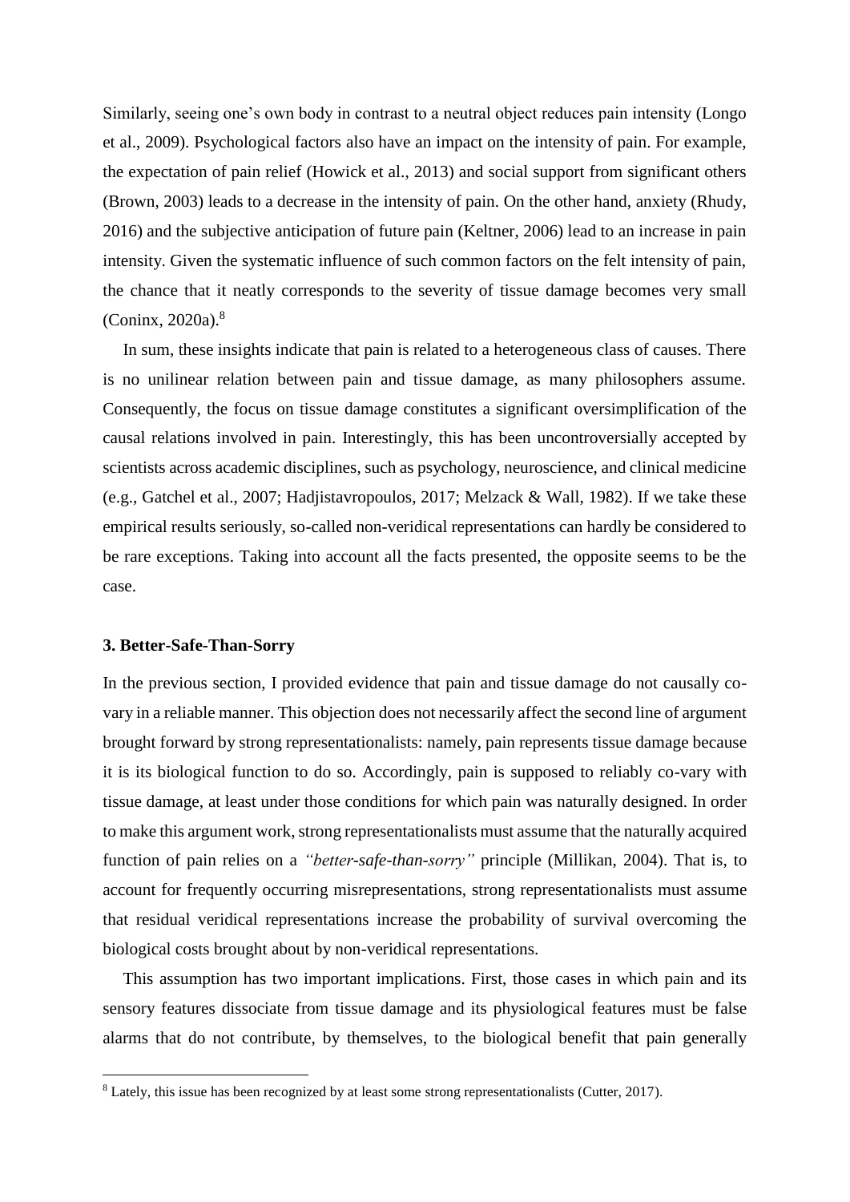Similarly, seeing one's own body in contrast to a neutral object reduces pain intensity (Longo et al., 2009). Psychological factors also have an impact on the intensity of pain. For example, the expectation of pain relief (Howick et al., 2013) and social support from significant others (Brown, 2003) leads to a decrease in the intensity of pain. On the other hand, anxiety (Rhudy, 2016) and the subjective anticipation of future pain (Keltner, 2006) lead to an increase in pain intensity. Given the systematic influence of such common factors on the felt intensity of pain, the chance that it neatly corresponds to the severity of tissue damage becomes very small (Coninx, 2020a).[8]

In sum, these insights indicate that pain is related to a heterogeneous class of causes. There is no unilinear relation between pain and tissue damage, as many philosophers assume. Consequently, the focus on tissue damage constitutes a significant oversimplification of the causal relations involved in pain. Interestingly, this has been uncontroversially accepted by scientists across academic disciplines, such as psychology, neuroscience, and clinical medicine (e.g., Gatchel et al., 2007; Hadjistavropoulos, 2017; Melzack & Wall, 1982). If we take these empirical results seriously, so-called non-veridical representations can hardly be considered to be rare exceptions. Taking into account all the facts presented, the opposite seems to be the case.

## 3. Better-Safe-Than-Sorry

In the previous section, I provided evidence that pain and tissue damage do not causally co-vary in a reliable manner. This objection does not necessarily affect the second line of argument brought forward by strong representationalists: namely, pain represents tissue damage because it is its biological function to do so. Accordingly, pain is supposed to reliably co-vary with tissue damage, at least under those conditions for which pain was naturally designed. In order to make this argument work, strong representationalists must assume that the naturally acquired function of pain relies on a *"better-safe-than-sorry"* principle (Millikan, 2004). That is, to account for frequently occurring misrepresentations, strong representationalists must assume that residual veridical representations increase the probability of survival overcoming the biological costs brought about by non-veridical representations.

This assumption has two important implications. First, those cases in which pain and its sensory features dissociate from tissue damage and its physiological features must be false alarms that do not contribute, by themselves, to the biological benefit that pain generally

[8] Lately, this issue has been recognized by at least some strong representationalists (Cutter, 2017).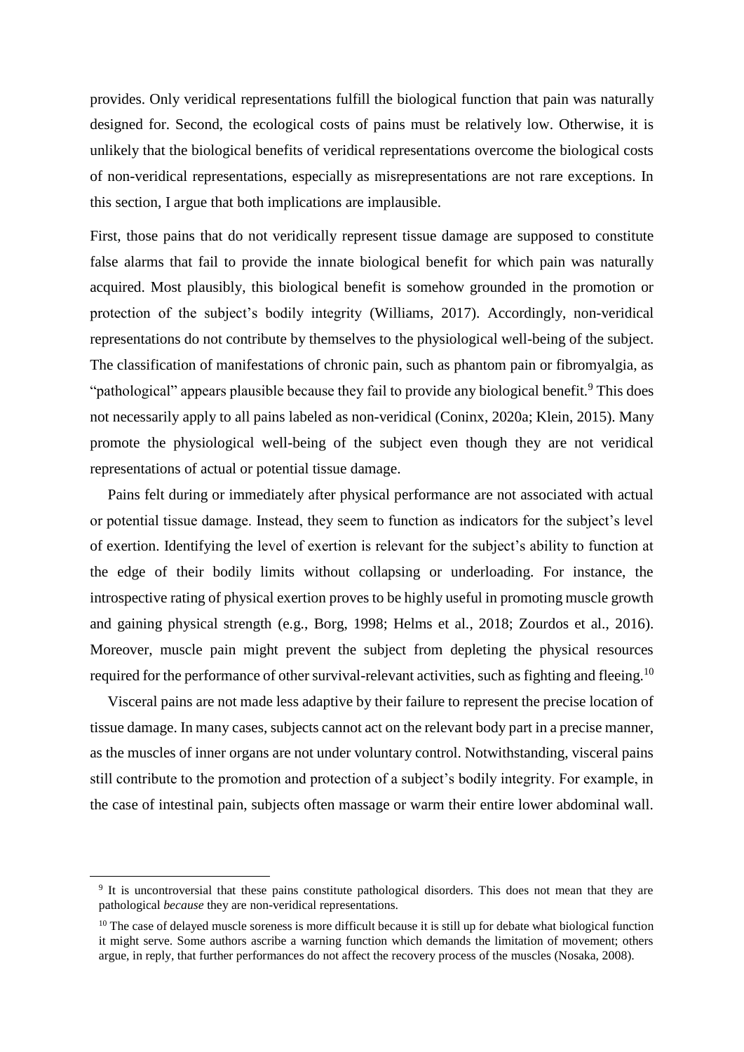provides. Only veridical representations fulfill the biological function that pain was naturally designed for. Second, the ecological costs of pains must be relatively low. Otherwise, it is unlikely that the biological benefits of veridical representations overcome the biological costs of non-veridical representations, especially as misrepresentations are not rare exceptions. In this section, I argue that both implications are implausible.

First, those pains that do not veridically represent tissue damage are supposed to constitute false alarms that fail to provide the innate biological benefit for which pain was naturally acquired. Most plausibly, this biological benefit is somehow grounded in the promotion or protection of the subject's bodily integrity (Williams, 2017). Accordingly, non-veridical representations do not contribute by themselves to the physiological well-being of the subject. The classification of manifestations of chronic pain, such as phantom pain or fibromyalgia, as "pathological" appears plausible because they fail to provide any biological benefit.[9] This does not necessarily apply to all pains labeled as non-veridical (Coninx, 2020a; Klein, 2015). Many promote the physiological well-being of the subject even though they are not veridical representations of actual or potential tissue damage.

Pains felt during or immediately after physical performance are not associated with actual or potential tissue damage. Instead, they seem to function as indicators for the subject's level of exertion. Identifying the level of exertion is relevant for the subject's ability to function at the edge of their bodily limits without collapsing or underloading. For instance, the introspective rating of physical exertion proves to be highly useful in promoting muscle growth and gaining physical strength (e.g., Borg, 1998; Helms et al., 2018; Zourdos et al., 2016). Moreover, muscle pain might prevent the subject from depleting the physical resources required for the performance of other survival-relevant activities, such as fighting and fleeing.[10]

Visceral pains are not made less adaptive by their failure to represent the precise location of tissue damage. In many cases, subjects cannot act on the relevant body part in a precise manner, as the muscles of inner organs are not under voluntary control. Notwithstanding, visceral pains still contribute to the promotion and protection of a subject's bodily integrity. For example, in the case of intestinal pain, subjects often massage or warm their entire lower abdominal wall.

---

[9] It is uncontroversial that these pains constitute pathological disorders. This does not mean that they are pathological *because* they are non-veridical representations.

[10] The case of delayed muscle soreness is more difficult because it is still up for debate what biological function it might serve. Some authors ascribe a warning function which demands the limitation of movement; others argue, in reply, that further performances do not affect the recovery process of the muscles (Nosaka, 2008).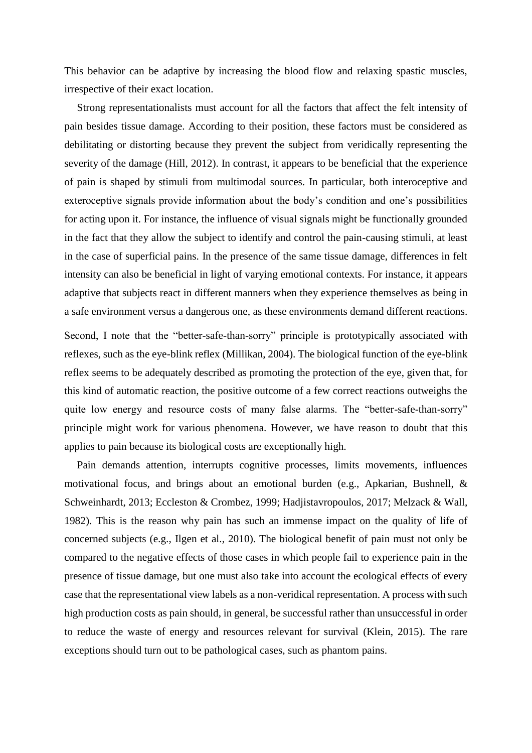This behavior can be adaptive by increasing the blood flow and relaxing spastic muscles, irrespective of their exact location.

Strong representationalists must account for all the factors that affect the felt intensity of pain besides tissue damage. According to their position, these factors must be considered as debilitating or distorting because they prevent the subject from veridically representing the severity of the damage (Hill, 2012). In contrast, it appears to be beneficial that the experience of pain is shaped by stimuli from multimodal sources. In particular, both interoceptive and exteroceptive signals provide information about the body's condition and one's possibilities for acting upon it. For instance, the influence of visual signals might be functionally grounded in the fact that they allow the subject to identify and control the pain-causing stimuli, at least in the case of superficial pains. In the presence of the same tissue damage, differences in felt intensity can also be beneficial in light of varying emotional contexts. For instance, it appears adaptive that subjects react in different manners when they experience themselves as being in a safe environment versus a dangerous one, as these environments demand different reactions.

Second, I note that the "better-safe-than-sorry" principle is prototypically associated with reflexes, such as the eye-blink reflex (Millikan, 2004). The biological function of the eye-blink reflex seems to be adequately described as promoting the protection of the eye, given that, for this kind of automatic reaction, the positive outcome of a few correct reactions outweighs the quite low energy and resource costs of many false alarms. The "better-safe-than-sorry" principle might work for various phenomena. However, we have reason to doubt that this applies to pain because its biological costs are exceptionally high.

Pain demands attention, interrupts cognitive processes, limits movements, influences motivational focus, and brings about an emotional burden (e.g., Apkarian, Bushnell, & Schweinhardt, 2013; Eccleston & Crombez, 1999; Hadjistavropoulos, 2017; Melzack & Wall, 1982). This is the reason why pain has such an immense impact on the quality of life of concerned subjects (e.g., Ilgen et al., 2010). The biological benefit of pain must not only be compared to the negative effects of those cases in which people fail to experience pain in the presence of tissue damage, but one must also take into account the ecological effects of every case that the representational view labels as a non-veridical representation. A process with such high production costs as pain should, in general, be successful rather than unsuccessful in order to reduce the waste of energy and resources relevant for survival (Klein, 2015). The rare exceptions should turn out to be pathological cases, such as phantom pains.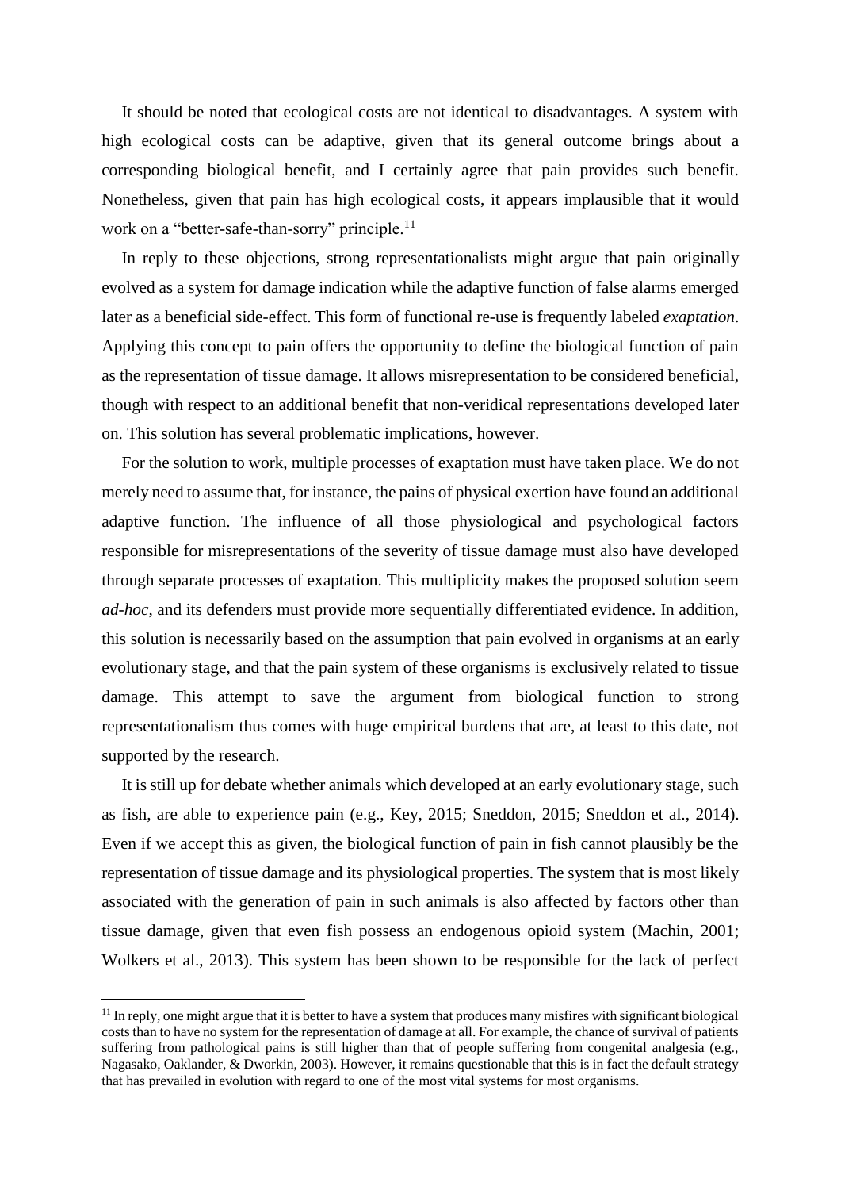It should be noted that ecological costs are not identical to disadvantages. A system with high ecological costs can be adaptive, given that its general outcome brings about a corresponding biological benefit, and I certainly agree that pain provides such benefit. Nonetheless, given that pain has high ecological costs, it appears implausible that it would work on a "better-safe-than-sorry" principle.[11]

In reply to these objections, strong representationalists might argue that pain originally evolved as a system for damage indication while the adaptive function of false alarms emerged later as a beneficial side-effect. This form of functional re-use is frequently labeled *exaptation*. Applying this concept to pain offers the opportunity to define the biological function of pain as the representation of tissue damage. It allows misrepresentation to be considered beneficial, though with respect to an additional benefit that non-veridical representations developed later on. This solution has several problematic implications, however.

For the solution to work, multiple processes of exaptation must have taken place. We do not merely need to assume that, for instance, the pains of physical exertion have found an additional adaptive function. The influence of all those physiological and psychological factors responsible for misrepresentations of the severity of tissue damage must also have developed through separate processes of exaptation. This multiplicity makes the proposed solution seem *ad-hoc*, and its defenders must provide more sequentially differentiated evidence. In addition, this solution is necessarily based on the assumption that pain evolved in organisms at an early evolutionary stage, and that the pain system of these organisms is exclusively related to tissue damage. This attempt to save the argument from biological function to strong representationalism thus comes with huge empirical burdens that are, at least to this date, not supported by the research.

It is still up for debate whether animals which developed at an early evolutionary stage, such as fish, are able to experience pain (e.g., Key, 2015; Sneddon, 2015; Sneddon et al., 2014). Even if we accept this as given, the biological function of pain in fish cannot plausibly be the representation of tissue damage and its physiological properties. The system that is most likely associated with the generation of pain in such animals is also affected by factors other than tissue damage, given that even fish possess an endogenous opioid system (Machin, 2001; Wolkers et al., 2013). This system has been shown to be responsible for the lack of perfect

[11] In reply, one might argue that it is better to have a system that produces many misfires with significant biological costs than to have no system for the representation of damage at all. For example, the chance of survival of patients suffering from pathological pains is still higher than that of people suffering from congenital analgesia (e.g., Nagasako, Oaklander, & Dworkin, 2003). However, it remains questionable that this is in fact the default strategy that has prevailed in evolution with regard to one of the most vital systems for most organisms.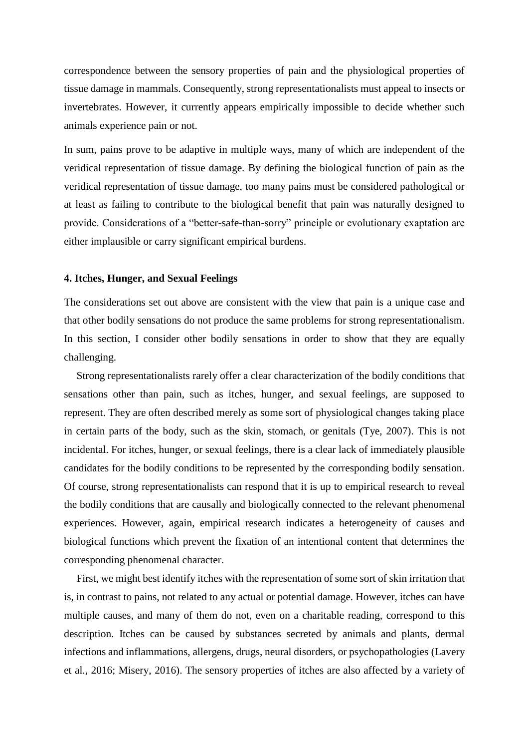correspondence between the sensory properties of pain and the physiological properties of tissue damage in mammals. Consequently, strong representationalists must appeal to insects or invertebrates. However, it currently appears empirically impossible to decide whether such animals experience pain or not.

In sum, pains prove to be adaptive in multiple ways, many of which are independent of the veridical representation of tissue damage. By defining the biological function of pain as the veridical representation of tissue damage, too many pains must be considered pathological or at least as failing to contribute to the biological benefit that pain was naturally designed to provide. Considerations of a "better-safe-than-sorry" principle or evolutionary exaptation are either implausible or carry significant empirical burdens.

## 4. Itches, Hunger, and Sexual Feelings

The considerations set out above are consistent with the view that pain is a unique case and that other bodily sensations do not produce the same problems for strong representationalism. In this section, I consider other bodily sensations in order to show that they are equally challenging.

Strong representationalists rarely offer a clear characterization of the bodily conditions that sensations other than pain, such as itches, hunger, and sexual feelings, are supposed to represent. They are often described merely as some sort of physiological changes taking place in certain parts of the body, such as the skin, stomach, or genitals (Tye, 2007). This is not incidental. For itches, hunger, or sexual feelings, there is a clear lack of immediately plausible candidates for the bodily conditions to be represented by the corresponding bodily sensation. Of course, strong representationalists can respond that it is up to empirical research to reveal the bodily conditions that are causally and biologically connected to the relevant phenomenal experiences. However, again, empirical research indicates a heterogeneity of causes and biological functions which prevent the fixation of an intentional content that determines the corresponding phenomenal character.

First, we might best identify itches with the representation of some sort of skin irritation that is, in contrast to pains, not related to any actual or potential damage. However, itches can have multiple causes, and many of them do not, even on a charitable reading, correspond to this description. Itches can be caused by substances secreted by animals and plants, dermal infections and inflammations, allergens, drugs, neural disorders, or psychopathologies (Lavery et al., 2016; Misery, 2016). The sensory properties of itches are also affected by a variety of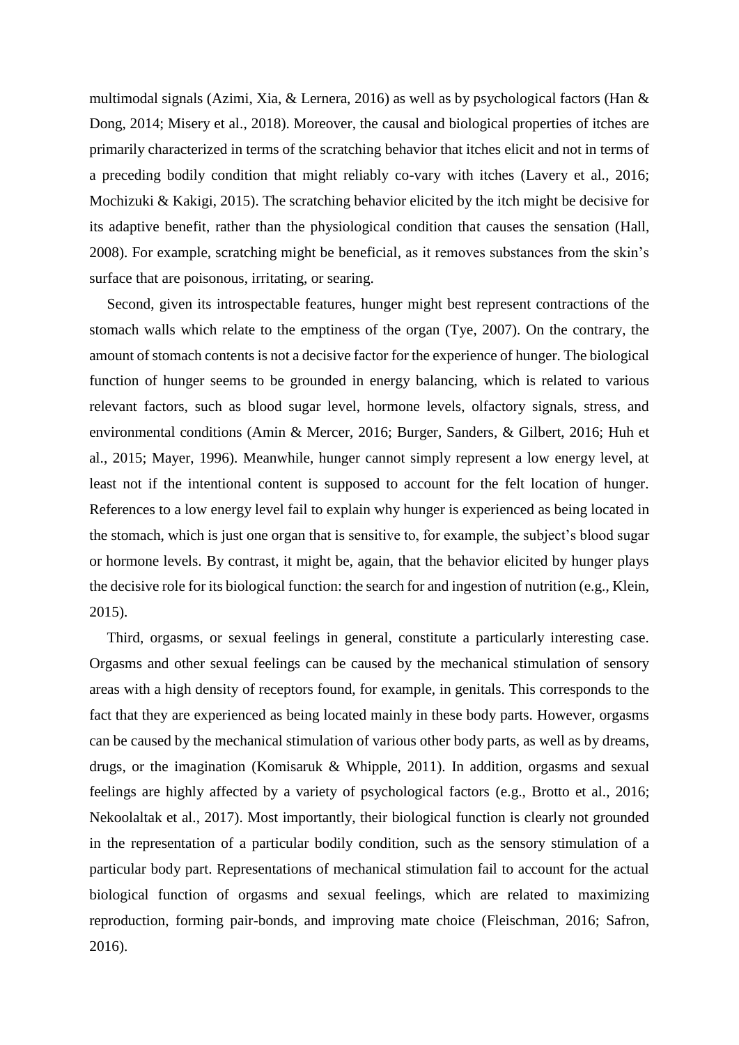multimodal signals (Azimi, Xia, & Lernera, 2016) as well as by psychological factors (Han & Dong, 2014; Misery et al., 2018). Moreover, the causal and biological properties of itches are primarily characterized in terms of the scratching behavior that itches elicit and not in terms of a preceding bodily condition that might reliably co-vary with itches (Lavery et al., 2016; Mochizuki & Kakigi, 2015). The scratching behavior elicited by the itch might be decisive for its adaptive benefit, rather than the physiological condition that causes the sensation (Hall, 2008). For example, scratching might be beneficial, as it removes substances from the skin's surface that are poisonous, irritating, or searing.

Second, given its introspectable features, hunger might best represent contractions of the stomach walls which relate to the emptiness of the organ (Tye, 2007). On the contrary, the amount of stomach contents is not a decisive factor for the experience of hunger. The biological function of hunger seems to be grounded in energy balancing, which is related to various relevant factors, such as blood sugar level, hormone levels, olfactory signals, stress, and environmental conditions (Amin & Mercer, 2016; Burger, Sanders, & Gilbert, 2016; Huh et al., 2015; Mayer, 1996). Meanwhile, hunger cannot simply represent a low energy level, at least not if the intentional content is supposed to account for the felt location of hunger. References to a low energy level fail to explain why hunger is experienced as being located in the stomach, which is just one organ that is sensitive to, for example, the subject's blood sugar or hormone levels. By contrast, it might be, again, that the behavior elicited by hunger plays the decisive role for its biological function: the search for and ingestion of nutrition (e.g., Klein, 2015).

Third, orgasms, or sexual feelings in general, constitute a particularly interesting case. Orgasms and other sexual feelings can be caused by the mechanical stimulation of sensory areas with a high density of receptors found, for example, in genitals. This corresponds to the fact that they are experienced as being located mainly in these body parts. However, orgasms can be caused by the mechanical stimulation of various other body parts, as well as by dreams, drugs, or the imagination (Komisaruk & Whipple, 2011). In addition, orgasms and sexual feelings are highly affected by a variety of psychological factors (e.g., Brotto et al., 2016; Nekoolaltak et al., 2017). Most importantly, their biological function is clearly not grounded in the representation of a particular bodily condition, such as the sensory stimulation of a particular body part. Representations of mechanical stimulation fail to account for the actual biological function of orgasms and sexual feelings, which are related to maximizing reproduction, forming pair-bonds, and improving mate choice (Fleischman, 2016; Safron, 2016).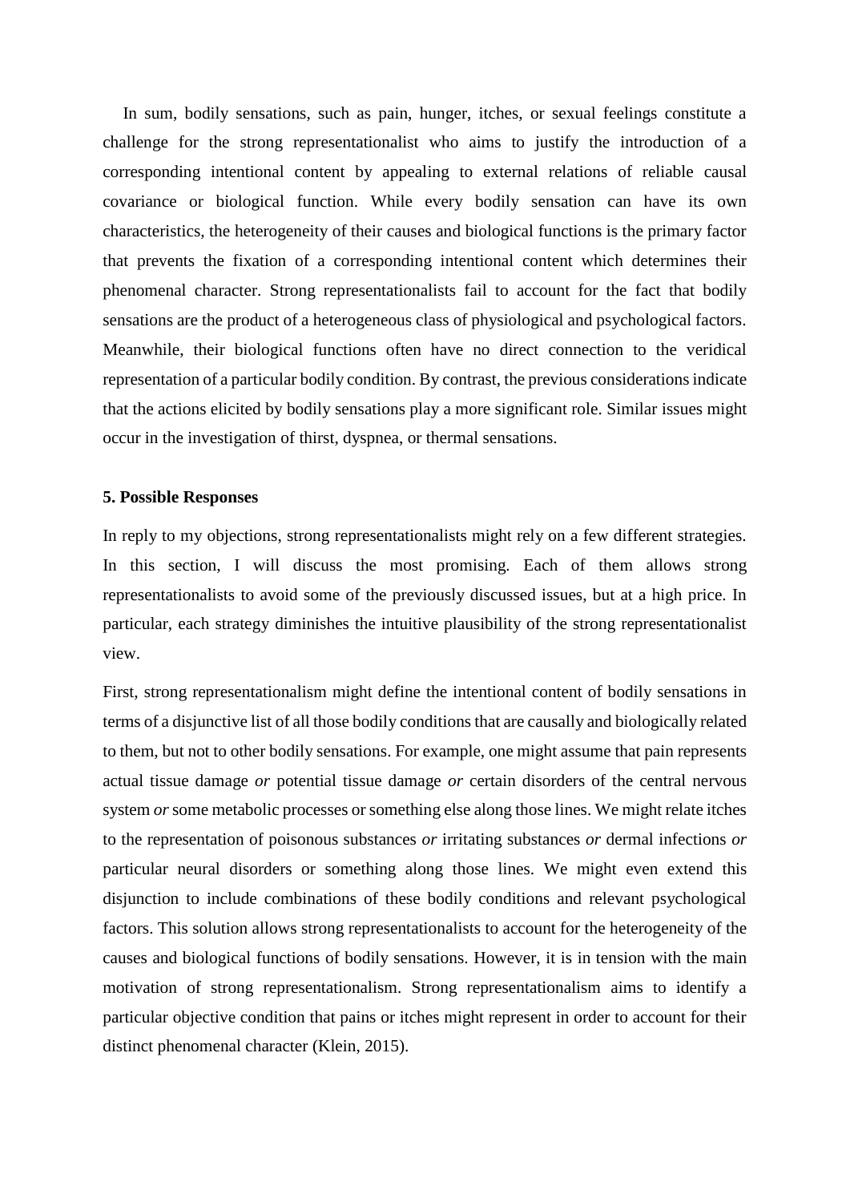In sum, bodily sensations, such as pain, hunger, itches, or sexual feelings constitute a challenge for the strong representationalist who aims to justify the introduction of a corresponding intentional content by appealing to external relations of reliable causal covariance or biological function. While every bodily sensation can have its own characteristics, the heterogeneity of their causes and biological functions is the primary factor that prevents the fixation of a corresponding intentional content which determines their phenomenal character. Strong representationalists fail to account for the fact that bodily sensations are the product of a heterogeneous class of physiological and psychological factors. Meanwhile, their biological functions often have no direct connection to the veridical representation of a particular bodily condition. By contrast, the previous considerations indicate that the actions elicited by bodily sensations play a more significant role. Similar issues might occur in the investigation of thirst, dyspnea, or thermal sensations.

**5. Possible Responses**

In reply to my objections, strong representationalists might rely on a few different strategies. In this section, I will discuss the most promising. Each of them allows strong representationalists to avoid some of the previously discussed issues, but at a high price. In particular, each strategy diminishes the intuitive plausibility of the strong representationalist view.

First, strong representationalism might define the intentional content of bodily sensations in terms of a disjunctive list of all those bodily conditions that are causally and biologically related to them, but not to other bodily sensations. For example, one might assume that pain represents actual tissue damage *or* potential tissue damage *or* certain disorders of the central nervous system *or* some metabolic processes or something else along those lines. We might relate itches to the representation of poisonous substances *or* irritating substances *or* dermal infections *or* particular neural disorders or something along those lines. We might even extend this disjunction to include combinations of these bodily conditions and relevant psychological factors. This solution allows strong representationalists to account for the heterogeneity of the causes and biological functions of bodily sensations. However, it is in tension with the main motivation of strong representationalism. Strong representationalism aims to identify a particular objective condition that pains or itches might represent in order to account for their distinct phenomenal character (Klein, 2015).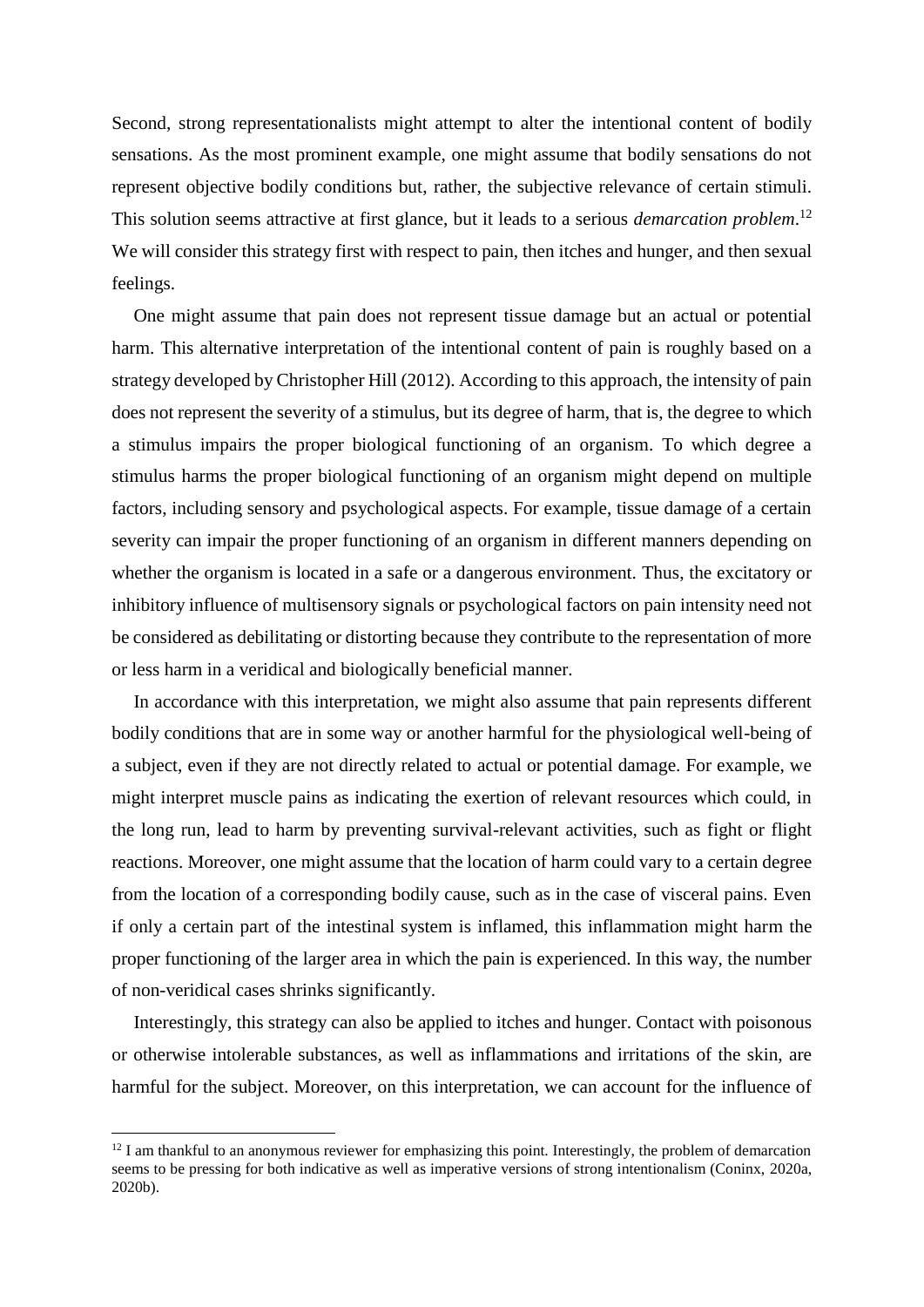Second, strong representationalists might attempt to alter the intentional content of bodily sensations. As the most prominent example, one might assume that bodily sensations do not represent objective bodily conditions but, rather, the subjective relevance of certain stimuli. This solution seems attractive at first glance, but it leads to a serious *demarcation problem*.[12] We will consider this strategy first with respect to pain, then itches and hunger, and then sexual feelings.

One might assume that pain does not represent tissue damage but an actual or potential harm. This alternative interpretation of the intentional content of pain is roughly based on a strategy developed by Christopher Hill (2012). According to this approach, the intensity of pain does not represent the severity of a stimulus, but its degree of harm, that is, the degree to which a stimulus impairs the proper biological functioning of an organism. To which degree a stimulus harms the proper biological functioning of an organism might depend on multiple factors, including sensory and psychological aspects. For example, tissue damage of a certain severity can impair the proper functioning of an organism in different manners depending on whether the organism is located in a safe or a dangerous environment. Thus, the excitatory or inhibitory influence of multisensory signals or psychological factors on pain intensity need not be considered as debilitating or distorting because they contribute to the representation of more or less harm in a veridical and biologically beneficial manner.

In accordance with this interpretation, we might also assume that pain represents different bodily conditions that are in some way or another harmful for the physiological well-being of a subject, even if they are not directly related to actual or potential damage. For example, we might interpret muscle pains as indicating the exertion of relevant resources which could, in the long run, lead to harm by preventing survival-relevant activities, such as fight or flight reactions. Moreover, one might assume that the location of harm could vary to a certain degree from the location of a corresponding bodily cause, such as in the case of visceral pains. Even if only a certain part of the intestinal system is inflamed, this inflammation might harm the proper functioning of the larger area in which the pain is experienced. In this way, the number of non-veridical cases shrinks significantly.

Interestingly, this strategy can also be applied to itches and hunger. Contact with poisonous or otherwise intolerable substances, as well as inflammations and irritations of the skin, are harmful for the subject. Moreover, on this interpretation, we can account for the influence of

[12] I am thankful to an anonymous reviewer for emphasizing this point. Interestingly, the problem of demarcation seems to be pressing for both indicative as well as imperative versions of strong intentionalism (Coninx, 2020a, 2020b).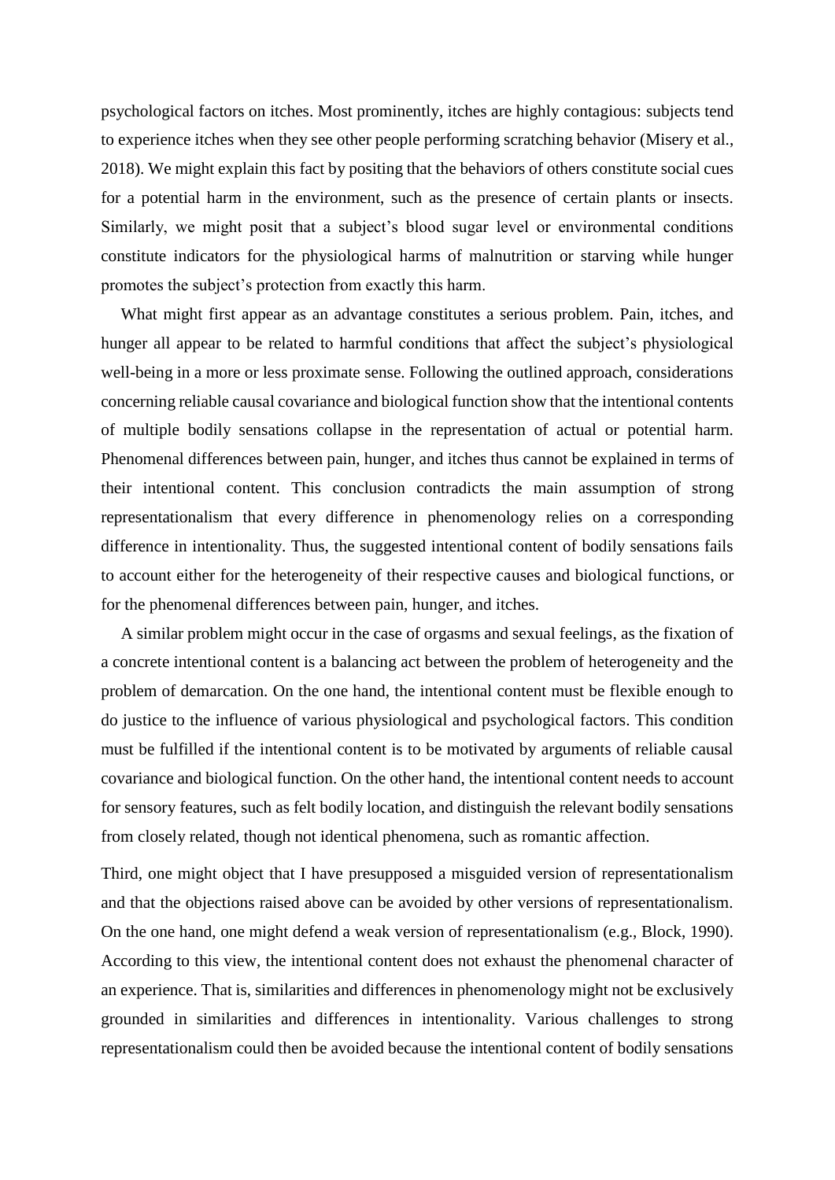psychological factors on itches. Most prominently, itches are highly contagious: subjects tend to experience itches when they see other people performing scratching behavior (Misery et al., 2018). We might explain this fact by positing that the behaviors of others constitute social cues for a potential harm in the environment, such as the presence of certain plants or insects. Similarly, we might posit that a subject's blood sugar level or environmental conditions constitute indicators for the physiological harms of malnutrition or starving while hunger promotes the subject's protection from exactly this harm.

What might first appear as an advantage constitutes a serious problem. Pain, itches, and hunger all appear to be related to harmful conditions that affect the subject's physiological well-being in a more or less proximate sense. Following the outlined approach, considerations concerning reliable causal covariance and biological function show that the intentional contents of multiple bodily sensations collapse in the representation of actual or potential harm. Phenomenal differences between pain, hunger, and itches thus cannot be explained in terms of their intentional content. This conclusion contradicts the main assumption of strong representationalism that every difference in phenomenology relies on a corresponding difference in intentionality. Thus, the suggested intentional content of bodily sensations fails to account either for the heterogeneity of their respective causes and biological functions, or for the phenomenal differences between pain, hunger, and itches.

A similar problem might occur in the case of orgasms and sexual feelings, as the fixation of a concrete intentional content is a balancing act between the problem of heterogeneity and the problem of demarcation. On the one hand, the intentional content must be flexible enough to do justice to the influence of various physiological and psychological factors. This condition must be fulfilled if the intentional content is to be motivated by arguments of reliable causal covariance and biological function. On the other hand, the intentional content needs to account for sensory features, such as felt bodily location, and distinguish the relevant bodily sensations from closely related, though not identical phenomena, such as romantic affection.

Third, one might object that I have presupposed a misguided version of representationalism and that the objections raised above can be avoided by other versions of representationalism. On the one hand, one might defend a weak version of representationalism (e.g., Block, 1990). According to this view, the intentional content does not exhaust the phenomenal character of an experience. That is, similarities and differences in phenomenology might not be exclusively grounded in similarities and differences in intentionality. Various challenges to strong representationalism could then be avoided because the intentional content of bodily sensations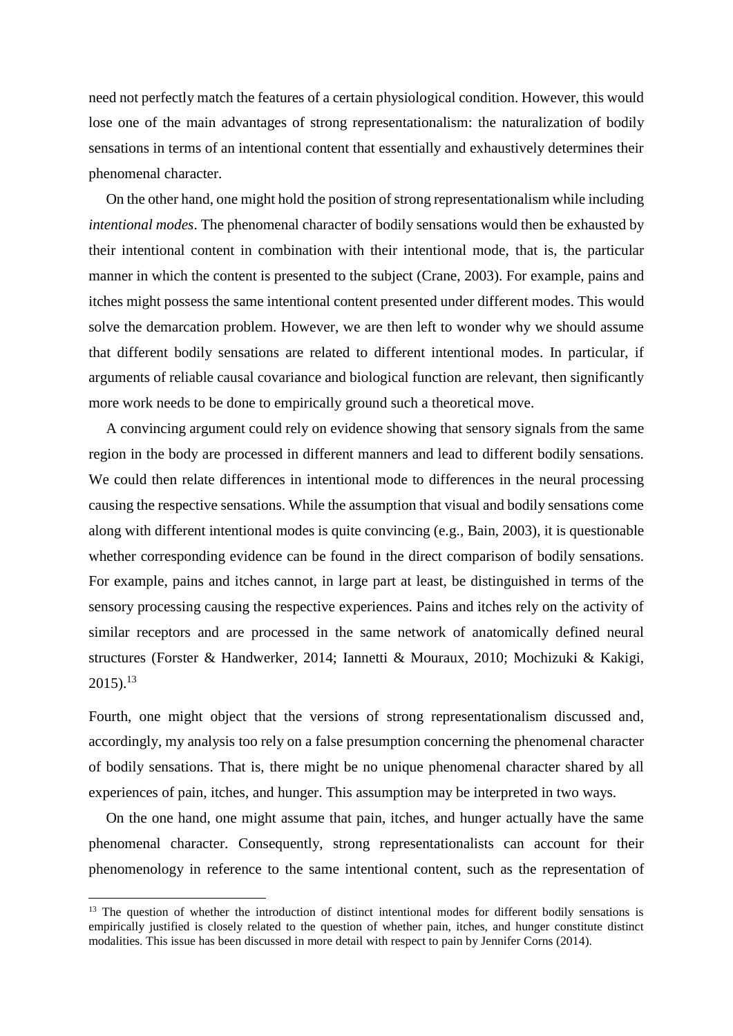need not perfectly match the features of a certain physiological condition. However, this would lose one of the main advantages of strong representationalism: the naturalization of bodily sensations in terms of an intentional content that essentially and exhaustively determines their phenomenal character.

On the other hand, one might hold the position of strong representationalism while including *intentional modes*. The phenomenal character of bodily sensations would then be exhausted by their intentional content in combination with their intentional mode, that is, the particular manner in which the content is presented to the subject (Crane, 2003). For example, pains and itches might possess the same intentional content presented under different modes. This would solve the demarcation problem. However, we are then left to wonder why we should assume that different bodily sensations are related to different intentional modes. In particular, if arguments of reliable causal covariance and biological function are relevant, then significantly more work needs to be done to empirically ground such a theoretical move.

A convincing argument could rely on evidence showing that sensory signals from the same region in the body are processed in different manners and lead to different bodily sensations. We could then relate differences in intentional mode to differences in the neural processing causing the respective sensations. While the assumption that visual and bodily sensations come along with different intentional modes is quite convincing (e.g., Bain, 2003), it is questionable whether corresponding evidence can be found in the direct comparison of bodily sensations. For example, pains and itches cannot, in large part at least, be distinguished in terms of the sensory processing causing the respective experiences. Pains and itches rely on the activity of similar receptors and are processed in the same network of anatomically defined neural structures (Forster & Handwerker, 2014; Iannetti & Mouraux, 2010; Mochizuki & Kakigi, 2015).[13]

Fourth, one might object that the versions of strong representationalism discussed and, accordingly, my analysis too rely on a false presumption concerning the phenomenal character of bodily sensations. That is, there might be no unique phenomenal character shared by all experiences of pain, itches, and hunger. This assumption may be interpreted in two ways.

On the one hand, one might assume that pain, itches, and hunger actually have the same phenomenal character. Consequently, strong representationalists can account for their phenomenology in reference to the same intentional content, such as the representation of

[13] The question of whether the introduction of distinct intentional modes for different bodily sensations is empirically justified is closely related to the question of whether pain, itches, and hunger constitute distinct modalities. This issue has been discussed in more detail with respect to pain by Jennifer Corns (2014).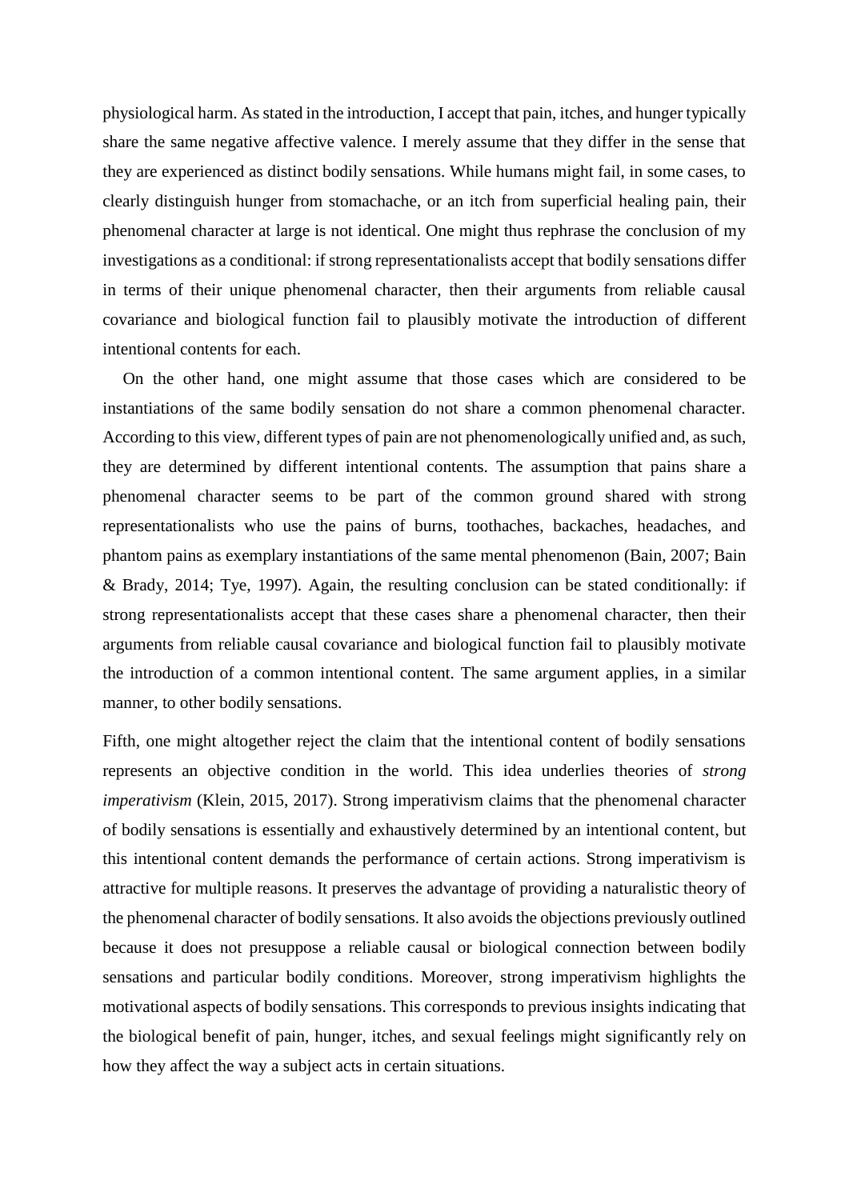physiological harm. As stated in the introduction, I accept that pain, itches, and hunger typically share the same negative affective valence. I merely assume that they differ in the sense that they are experienced as distinct bodily sensations. While humans might fail, in some cases, to clearly distinguish hunger from stomachache, or an itch from superficial healing pain, their phenomenal character at large is not identical. One might thus rephrase the conclusion of my investigations as a conditional: if strong representationalists accept that bodily sensations differ in terms of their unique phenomenal character, then their arguments from reliable causal covariance and biological function fail to plausibly motivate the introduction of different intentional contents for each.

On the other hand, one might assume that those cases which are considered to be instantiations of the same bodily sensation do not share a common phenomenal character. According to this view, different types of pain are not phenomenologically unified and, as such, they are determined by different intentional contents. The assumption that pains share a phenomenal character seems to be part of the common ground shared with strong representationalists who use the pains of burns, toothaches, backaches, headaches, and phantom pains as exemplary instantiations of the same mental phenomenon (Bain, 2007; Bain & Brady, 2014; Tye, 1997). Again, the resulting conclusion can be stated conditionally: if strong representationalists accept that these cases share a phenomenal character, then their arguments from reliable causal covariance and biological function fail to plausibly motivate the introduction of a common intentional content. The same argument applies, in a similar manner, to other bodily sensations.

Fifth, one might altogether reject the claim that the intentional content of bodily sensations represents an objective condition in the world. This idea underlies theories of *strong imperativism* (Klein, 2015, 2017). Strong imperativism claims that the phenomenal character of bodily sensations is essentially and exhaustively determined by an intentional content, but this intentional content demands the performance of certain actions. Strong imperativism is attractive for multiple reasons. It preserves the advantage of providing a naturalistic theory of the phenomenal character of bodily sensations. It also avoids the objections previously outlined because it does not presuppose a reliable causal or biological connection between bodily sensations and particular bodily conditions. Moreover, strong imperativism highlights the motivational aspects of bodily sensations. This corresponds to previous insights indicating that the biological benefit of pain, hunger, itches, and sexual feelings might significantly rely on how they affect the way a subject acts in certain situations.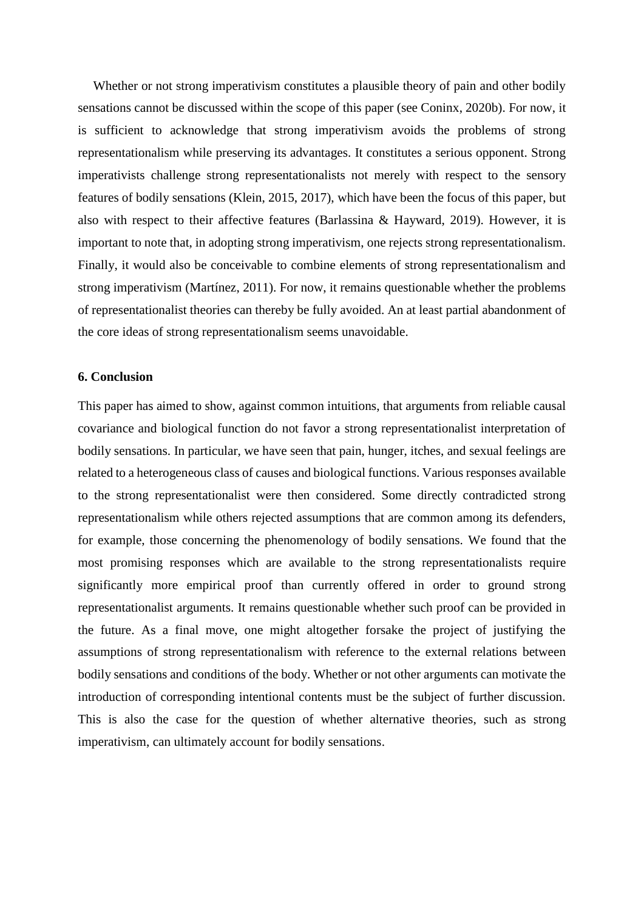Whether or not strong imperativism constitutes a plausible theory of pain and other bodily sensations cannot be discussed within the scope of this paper (see Coninx, 2020b). For now, it is sufficient to acknowledge that strong imperativism avoids the problems of strong representationalism while preserving its advantages. It constitutes a serious opponent. Strong imperativists challenge strong representationalists not merely with respect to the sensory features of bodily sensations (Klein, 2015, 2017), which have been the focus of this paper, but also with respect to their affective features (Barlassina & Hayward, 2019). However, it is important to note that, in adopting strong imperativism, one rejects strong representationalism. Finally, it would also be conceivable to combine elements of strong representationalism and strong imperativism (Martínez, 2011). For now, it remains questionable whether the problems of representationalist theories can thereby be fully avoided. An at least partial abandonment of the core ideas of strong representationalism seems unavoidable.

### 6. Conclusion

This paper has aimed to show, against common intuitions, that arguments from reliable causal covariance and biological function do not favor a strong representationalist interpretation of bodily sensations. In particular, we have seen that pain, hunger, itches, and sexual feelings are related to a heterogeneous class of causes and biological functions. Various responses available to the strong representationalist were then considered. Some directly contradicted strong representationalism while others rejected assumptions that are common among its defenders, for example, those concerning the phenomenology of bodily sensations. We found that the most promising responses which are available to the strong representationalists require significantly more empirical proof than currently offered in order to ground strong representationalist arguments. It remains questionable whether such proof can be provided in the future. As a final move, one might altogether forsake the project of justifying the assumptions of strong representationalism with reference to the external relations between bodily sensations and conditions of the body. Whether or not other arguments can motivate the introduction of corresponding intentional contents must be the subject of further discussion. This is also the case for the question of whether alternative theories, such as strong imperativism, can ultimately account for bodily sensations.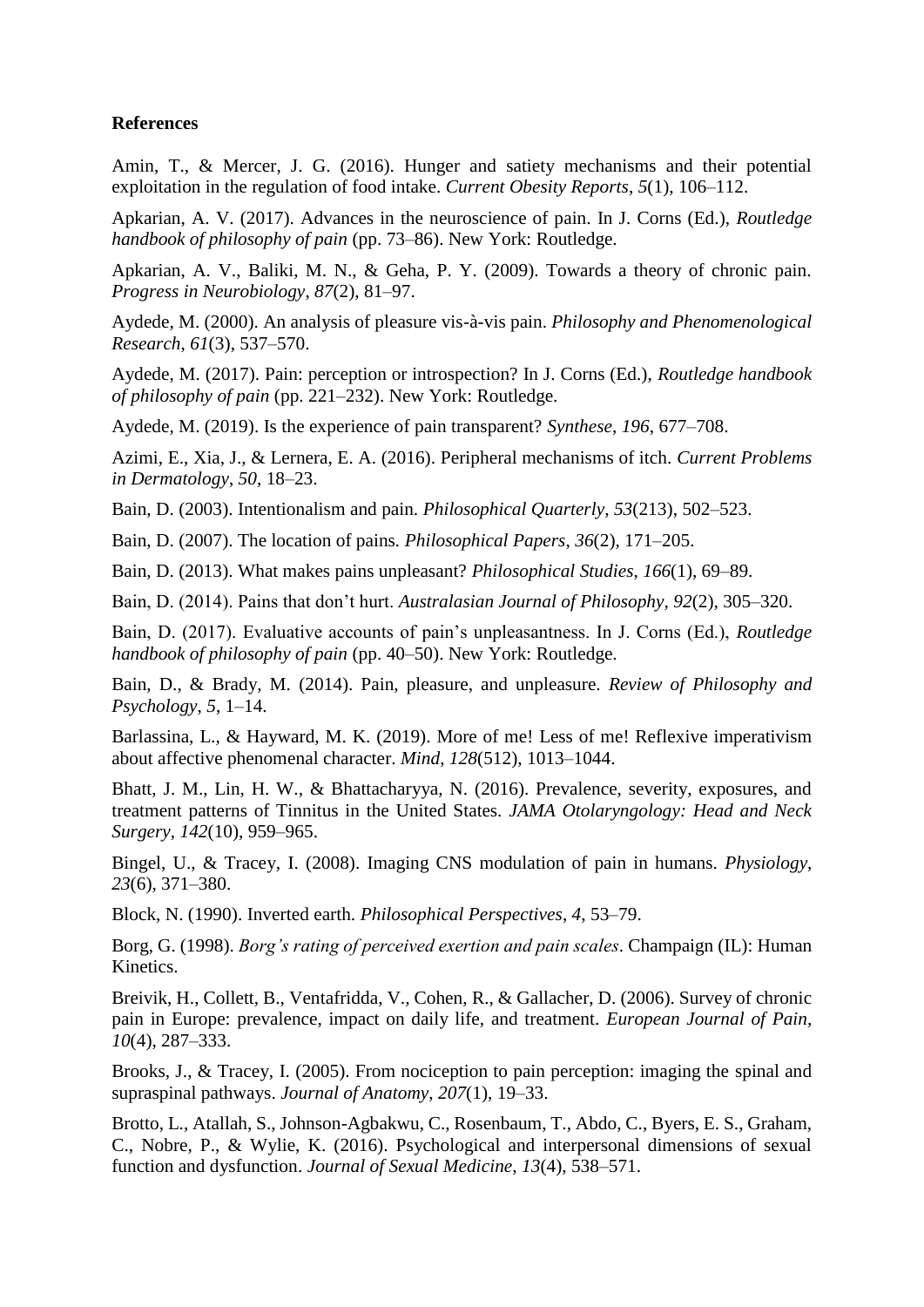**References**

Amin, T., & Mercer, J. G. (2016). Hunger and satiety mechanisms and their potential exploitation in the regulation of food intake. *Current Obesity Reports*, *5*(1), 106–112.

Apkarian, A. V. (2017). Advances in the neuroscience of pain. In J. Corns (Ed.), *Routledge handbook of philosophy of pain* (pp. 73–86). New York: Routledge.

Apkarian, A. V., Baliki, M. N., & Geha, P. Y. (2009). Towards a theory of chronic pain. *Progress in Neurobiology*, *87*(2), 81–97.

Aydede, M. (2000). An analysis of pleasure vis-à-vis pain. *Philosophy and Phenomenological Research*, *61*(3), 537–570.

Aydede, M. (2017). Pain: perception or introspection? In J. Corns (Ed.), *Routledge handbook of philosophy of pain* (pp. 221–232). New York: Routledge.

Aydede, M. (2019). Is the experience of pain transparent? *Synthese*, *196*, 677–708.

Azimi, E., Xia, J., & Lernera, E. A. (2016). Peripheral mechanisms of itch. *Current Problems in Dermatology*, *50*, 18–23.

Bain, D. (2003). Intentionalism and pain. *Philosophical Quarterly*, *53*(213), 502–523.

Bain, D. (2007). The location of pains. *Philosophical Papers*, *36*(2), 171–205.

Bain, D. (2013). What makes pains unpleasant? *Philosophical Studies*, *166*(1), 69–89.

Bain, D. (2014). Pains that don't hurt. *Australasian Journal of Philosophy*, *92*(2), 305–320.

Bain, D. (2017). Evaluative accounts of pain's unpleasantness. In J. Corns (Ed.), *Routledge handbook of philosophy of pain* (pp. 40–50). New York: Routledge.

Bain, D., & Brady, M. (2014). Pain, pleasure, and unpleasure. *Review of Philosophy and Psychology*, *5*, 1–14.

Barlassina, L., & Hayward, M. K. (2019). More of me! Less of me! Reflexive imperativism about affective phenomenal character. *Mind*, *128*(512), 1013–1044.

Bhatt, J. M., Lin, H. W., & Bhattacharyya, N. (2016). Prevalence, severity, exposures, and treatment patterns of Tinnitus in the United States. *JAMA Otolaryngology: Head and Neck Surgery*, *142*(10), 959–965.

Bingel, U., & Tracey, I. (2008). Imaging CNS modulation of pain in humans. *Physiology*, *23*(6), 371–380.

Block, N. (1990). Inverted earth. *Philosophical Perspectives*, *4*, 53–79.

Borg, G. (1998). *Borg's rating of perceived exertion and pain scales*. Champaign (IL): Human Kinetics.

Breivik, H., Collett, B., Ventafridda, V., Cohen, R., & Gallacher, D. (2006). Survey of chronic pain in Europe: prevalence, impact on daily life, and treatment. *European Journal of Pain*, *10*(4), 287–333.

Brooks, J., & Tracey, I. (2005). From nociception to pain perception: imaging the spinal and supraspinal pathways. *Journal of Anatomy*, *207*(1), 19–33.

Brotto, L., Atallah, S., Johnson-Agbakwu, C., Rosenbaum, T., Abdo, C., Byers, E. S., Graham, C., Nobre, P., & Wylie, K. (2016). Psychological and interpersonal dimensions of sexual function and dysfunction. *Journal of Sexual Medicine*, *13*(4), 538–571.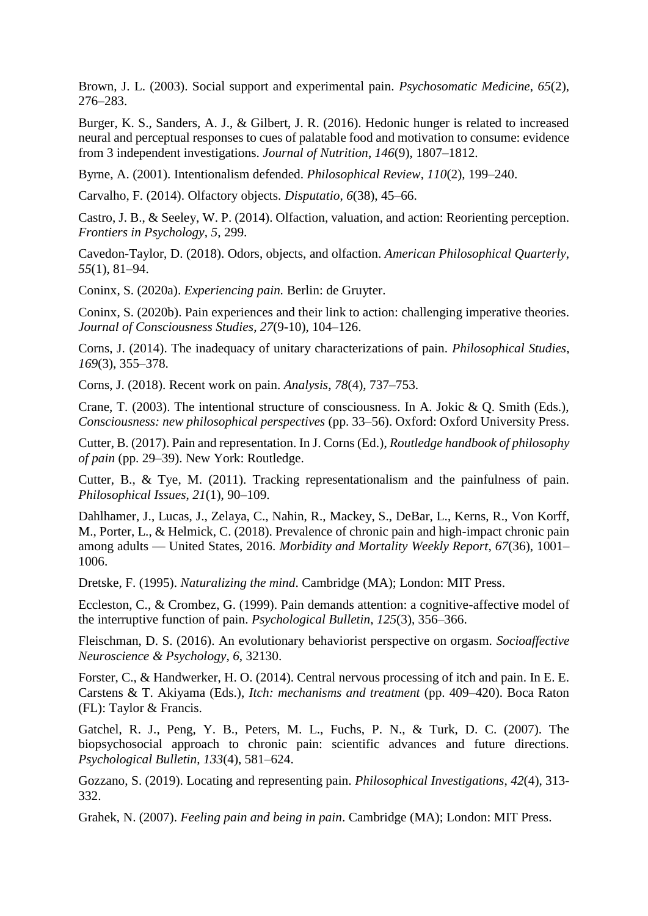Brown, J. L. (2003). Social support and experimental pain. *Psychosomatic Medicine*, *65*(2), 276–283.

Burger, K. S., Sanders, A. J., & Gilbert, J. R. (2016). Hedonic hunger is related to increased neural and perceptual responses to cues of palatable food and motivation to consume: evidence from 3 independent investigations. *Journal of Nutrition*, *146*(9), 1807–1812.

Byrne, A. (2001). Intentionalism defended. *Philosophical Review*, *110*(2), 199–240.

Carvalho, F. (2014). Olfactory objects. *Disputatio*, *6*(38), 45–66.

Castro, J. B., & Seeley, W. P. (2014). Olfaction, valuation, and action: Reorienting perception. *Frontiers in Psychology*, *5*, 299.

Cavedon-Taylor, D. (2018). Odors, objects, and olfaction. *American Philosophical Quarterly*, *55*(1), 81–94.

Coninx, S. (2020a). *Experiencing pain.* Berlin: de Gruyter.

Coninx, S. (2020b). Pain experiences and their link to action: challenging imperative theories. *Journal of Consciousness Studies*, *27*(9-10), 104–126.

Corns, J. (2014). The inadequacy of unitary characterizations of pain. *Philosophical Studies*, *169*(3), 355–378.

Corns, J. (2018). Recent work on pain. *Analysis*, *78*(4), 737–753.

Crane, T. (2003). The intentional structure of consciousness. In A. Jokic & Q. Smith (Eds.), *Consciousness: new philosophical perspectives* (pp. 33–56). Oxford: Oxford University Press.

Cutter, B. (2017). Pain and representation. In J. Corns (Ed.), *Routledge handbook of philosophy of pain* (pp. 29–39). New York: Routledge.

Cutter, B., & Tye, M. (2011). Tracking representationalism and the painfulness of pain. *Philosophical Issues*, *21*(1), 90–109.

Dahlhamer, J., Lucas, J., Zelaya, C., Nahin, R., Mackey, S., DeBar, L., Kerns, R., Von Korff, M., Porter, L., & Helmick, C. (2018). Prevalence of chronic pain and high-impact chronic pain among adults — United States, 2016. *Morbidity and Mortality Weekly Report*, *67*(36), 1001–1006.

Dretske, F. (1995). *Naturalizing the mind*. Cambridge (MA); London: MIT Press.

Eccleston, C., & Crombez, G. (1999). Pain demands attention: a cognitive-affective model of the interruptive function of pain. *Psychological Bulletin*, *125*(3), 356–366.

Fleischman, D. S. (2016). An evolutionary behaviorist perspective on orgasm. *Socioaffective Neuroscience & Psychology*, *6*, 32130.

Forster, C., & Handwerker, H. O. (2014). Central nervous processing of itch and pain. In E. E. Carstens & T. Akiyama (Eds.), *Itch: mechanisms and treatment* (pp. 409–420). Boca Raton (FL): Taylor & Francis.

Gatchel, R. J., Peng, Y. B., Peters, M. L., Fuchs, P. N., & Turk, D. C. (2007). The biopsychosocial approach to chronic pain: scientific advances and future directions. *Psychological Bulletin*, *133*(4), 581–624.

Gozzano, S. (2019). Locating and representing pain. *Philosophical Investigations*, *42*(4), 313-332.

Grahek, N. (2007). *Feeling pain and being in pain*. Cambridge (MA); London: MIT Press.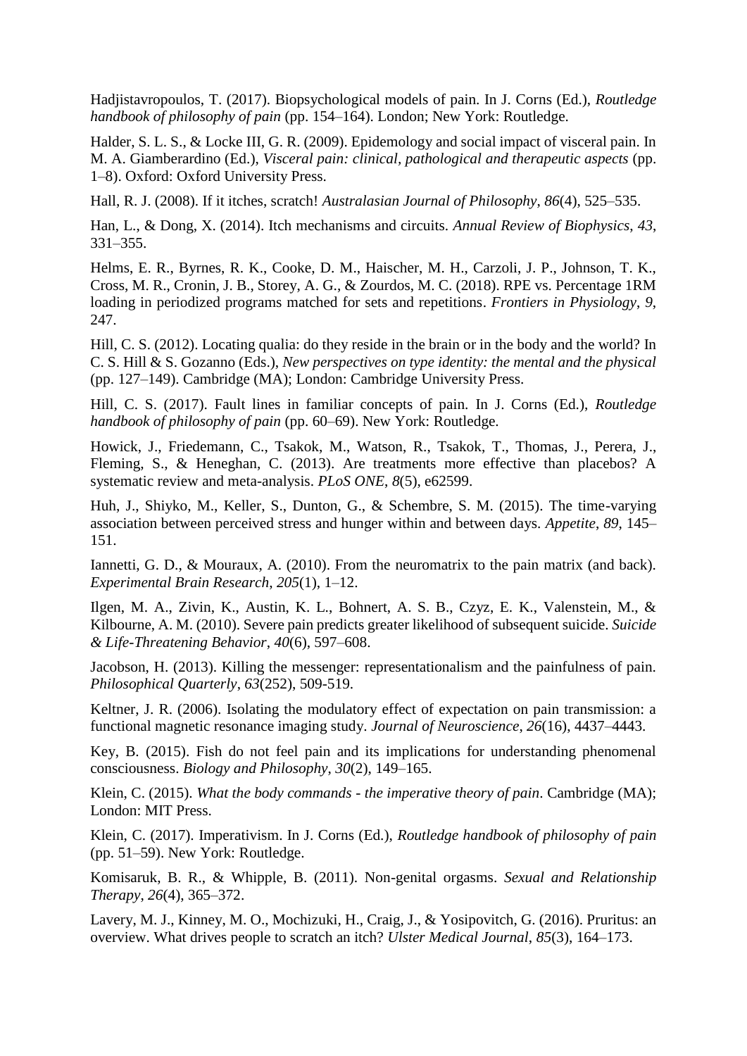Hadjistavropoulos, T. (2017). Biopsychological models of pain. In J. Corns (Ed.), *Routledge handbook of philosophy of pain* (pp. 154–164). London; New York: Routledge.

Halder, S. L. S., & Locke III, G. R. (2009). Epidemology and social impact of visceral pain. In M. A. Giamberardino (Ed.), *Visceral pain: clinical, pathological and therapeutic aspects* (pp. 1–8). Oxford: Oxford University Press.

Hall, R. J. (2008). If it itches, scratch! *Australasian Journal of Philosophy*, *86*(4), 525–535.

Han, L., & Dong, X. (2014). Itch mechanisms and circuits. *Annual Review of Biophysics*, *43*, 331–355.

Helms, E. R., Byrnes, R. K., Cooke, D. M., Haischer, M. H., Carzoli, J. P., Johnson, T. K., Cross, M. R., Cronin, J. B., Storey, A. G., & Zourdos, M. C. (2018). RPE vs. Percentage 1RM loading in periodized programs matched for sets and repetitions. *Frontiers in Physiology*, *9*, 247.

Hill, C. S. (2012). Locating qualia: do they reside in the brain or in the body and the world? In C. S. Hill & S. Gozanno (Eds.), *New perspectives on type identity: the mental and the physical* (pp. 127–149). Cambridge (MA); London: Cambridge University Press.

Hill, C. S. (2017). Fault lines in familiar concepts of pain. In J. Corns (Ed.), *Routledge handbook of philosophy of pain* (pp. 60–69). New York: Routledge.

Howick, J., Friedemann, C., Tsakok, M., Watson, R., Tsakok, T., Thomas, J., Perera, J., Fleming, S., & Heneghan, C. (2013). Are treatments more effective than placebos? A systematic review and meta-analysis. *PLoS ONE*, *8*(5), e62599.

Huh, J., Shiyko, M., Keller, S., Dunton, G., & Schembre, S. M. (2015). The time-varying association between perceived stress and hunger within and between days. *Appetite*, *89*, 145–151.

Iannetti, G. D., & Mouraux, A. (2010). From the neuromatrix to the pain matrix (and back). *Experimental Brain Research*, *205*(1), 1–12.

Ilgen, M. A., Zivin, K., Austin, K. L., Bohnert, A. S. B., Czyz, E. K., Valenstein, M., & Kilbourne, A. M. (2010). Severe pain predicts greater likelihood of subsequent suicide. *Suicide & Life-Threatening Behavior*, *40*(6), 597–608.

Jacobson, H. (2013). Killing the messenger: representationalism and the painfulness of pain. *Philosophical Quarterly*, *63*(252), 509-519.

Keltner, J. R. (2006). Isolating the modulatory effect of expectation on pain transmission: a functional magnetic resonance imaging study. *Journal of Neuroscience*, *26*(16), 4437–4443.

Key, B. (2015). Fish do not feel pain and its implications for understanding phenomenal consciousness. *Biology and Philosophy*, *30*(2), 149–165.

Klein, C. (2015). *What the body commands - the imperative theory of pain*. Cambridge (MA); London: MIT Press.

Klein, C. (2017). Imperativism. In J. Corns (Ed.), *Routledge handbook of philosophy of pain* (pp. 51–59). New York: Routledge.

Komisaruk, B. R., & Whipple, B. (2011). Non-genital orgasms. *Sexual and Relationship Therapy*, *26*(4), 365–372.

Lavery, M. J., Kinney, M. O., Mochizuki, H., Craig, J., & Yosipovitch, G. (2016). Pruritus: an overview. What drives people to scratch an itch? *Ulster Medical Journal*, *85*(3), 164–173.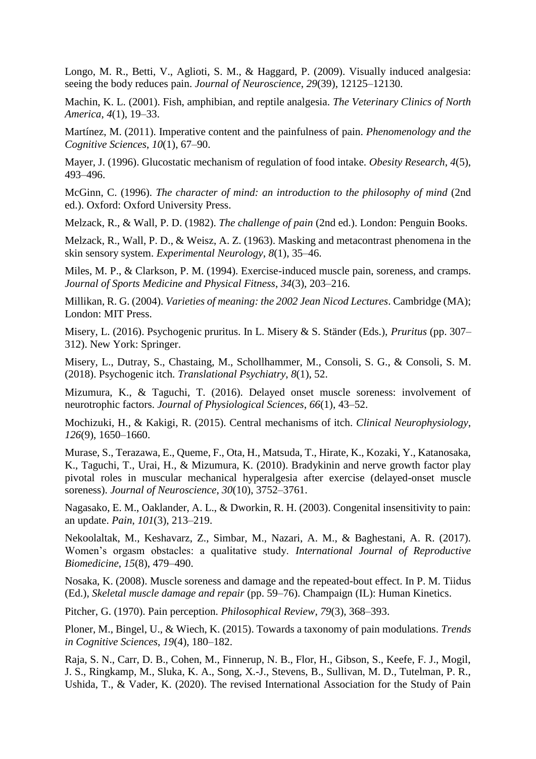Longo, M. R., Betti, V., Aglioti, S. M., & Haggard, P. (2009). Visually induced analgesia: seeing the body reduces pain. *Journal of Neuroscience*, *29*(39), 12125–12130.

Machin, K. L. (2001). Fish, amphibian, and reptile analgesia. *The Veterinary Clinics of North America*, *4*(1), 19–33.

Martínez, M. (2011). Imperative content and the painfulness of pain. *Phenomenology and the Cognitive Sciences*, *10*(1), 67–90.

Mayer, J. (1996). Glucostatic mechanism of regulation of food intake. *Obesity Research*, *4*(5), 493–496.

McGinn, C. (1996). *The character of mind: an introduction to the philosophy of mind* (2nd ed.). Oxford: Oxford University Press.

Melzack, R., & Wall, P. D. (1982). *The challenge of pain* (2nd ed.). London: Penguin Books.

Melzack, R., Wall, P. D., & Weisz, A. Z. (1963). Masking and metacontrast phenomena in the skin sensory system. *Experimental Neurology*, *8*(1), 35–46.

Miles, M. P., & Clarkson, P. M. (1994). Exercise-induced muscle pain, soreness, and cramps. *Journal of Sports Medicine and Physical Fitness*, *34*(3), 203–216.

Millikan, R. G. (2004). *Varieties of meaning: the 2002 Jean Nicod Lectures*. Cambridge (MA); London: MIT Press.

Misery, L. (2016). Psychogenic pruritus. In L. Misery & S. Ständer (Eds.), *Pruritus* (pp. 307–312). New York: Springer.

Misery, L., Dutray, S., Chastaing, M., Schollhammer, M., Consoli, S. G., & Consoli, S. M. (2018). Psychogenic itch. *Translational Psychiatry*, *8*(1), 52.

Mizumura, K., & Taguchi, T. (2016). Delayed onset muscle soreness: involvement of neurotrophic factors. *Journal of Physiological Sciences*, *66*(1), 43–52.

Mochizuki, H., & Kakigi, R. (2015). Central mechanisms of itch. *Clinical Neurophysiology*, *126*(9), 1650–1660.

Murase, S., Terazawa, E., Queme, F., Ota, H., Matsuda, T., Hirate, K., Kozaki, Y., Katanosaka, K., Taguchi, T., Urai, H., & Mizumura, K. (2010). Bradykinin and nerve growth factor play pivotal roles in muscular mechanical hyperalgesia after exercise (delayed-onset muscle soreness). *Journal of Neuroscience*, *30*(10), 3752–3761.

Nagasako, E. M., Oaklander, A. L., & Dworkin, R. H. (2003). Congenital insensitivity to pain: an update. *Pain*, *101*(3), 213–219.

Nekoolaltak, M., Keshavarz, Z., Simbar, M., Nazari, A. M., & Baghestani, A. R. (2017). Women's orgasm obstacles: a qualitative study. *International Journal of Reproductive Biomedicine*, *15*(8), 479–490.

Nosaka, K. (2008). Muscle soreness and damage and the repeated-bout effect. In P. M. Tiidus (Ed.), *Skeletal muscle damage and repair* (pp. 59–76). Champaign (IL): Human Kinetics.

Pitcher, G. (1970). Pain perception. *Philosophical Review*, *79*(3), 368–393.

Ploner, M., Bingel, U., & Wiech, K. (2015). Towards a taxonomy of pain modulations. *Trends in Cognitive Sciences*, *19*(4), 180–182.

Raja, S. N., Carr, D. B., Cohen, M., Finnerup, N. B., Flor, H., Gibson, S., Keefe, F. J., Mogil, J. S., Ringkamp, M., Sluka, K. A., Song, X.-J., Stevens, B., Sullivan, M. D., Tutelman, P. R., Ushida, T., & Vader, K. (2020). The revised International Association for the Study of Pain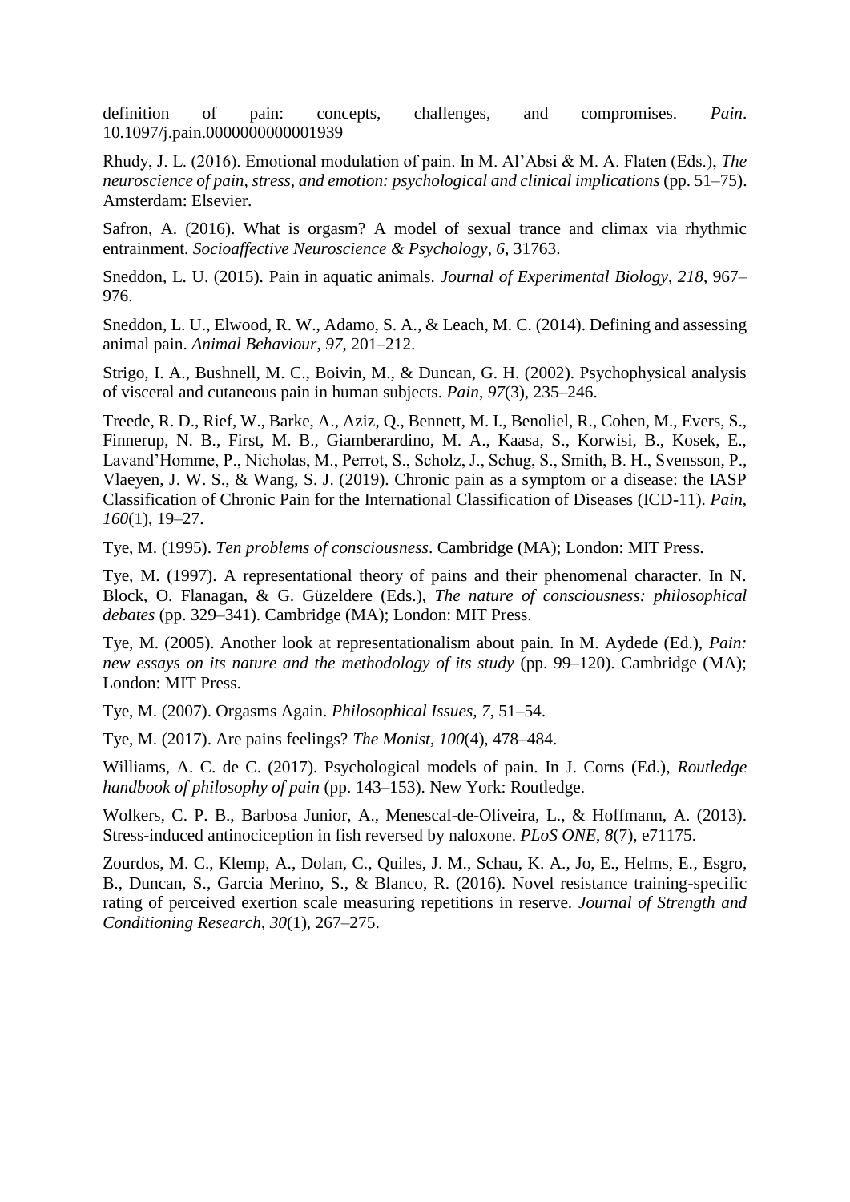definition of pain: concepts, challenges, and compromises. *Pain*. 10.1097/j.pain.0000000000001939

Rhudy, J. L. (2016). Emotional modulation of pain. In M. Al'Absi & M. A. Flaten (Eds.), *The neuroscience of pain, stress, and emotion: psychological and clinical implications* (pp. 51–75). Amsterdam: Elsevier.

Safron, A. (2016). What is orgasm? A model of sexual trance and climax via rhythmic entrainment. *Socioaffective Neuroscience & Psychology*, *6*, 31763.

Sneddon, L. U. (2015). Pain in aquatic animals. *Journal of Experimental Biology*, *218*, 967–976.

Sneddon, L. U., Elwood, R. W., Adamo, S. A., & Leach, M. C. (2014). Defining and assessing animal pain. *Animal Behaviour*, *97*, 201–212.

Strigo, I. A., Bushnell, M. C., Boivin, M., & Duncan, G. H. (2002). Psychophysical analysis of visceral and cutaneous pain in human subjects. *Pain*, *97*(3), 235–246.

Treede, R. D., Rief, W., Barke, A., Aziz, Q., Bennett, M. I., Benoliel, R., Cohen, M., Evers, S., Finnerup, N. B., First, M. B., Giamberardino, M. A., Kaasa, S., Korwisi, B., Kosek, E., Lavand'Homme, P., Nicholas, M., Perrot, S., Scholz, J., Schug, S., Smith, B. H., Svensson, P., Vlaeyen, J. W. S., & Wang, S. J. (2019). Chronic pain as a symptom or a disease: the IASP Classification of Chronic Pain for the International Classification of Diseases (ICD-11). *Pain*, *160*(1), 19–27.

Tye, M. (1995). *Ten problems of consciousness*. Cambridge (MA); London: MIT Press.

Tye, M. (1997). A representational theory of pains and their phenomenal character. In N. Block, O. Flanagan, & G. Güzeldere (Eds.), *The nature of consciousness: philosophical debates* (pp. 329–341). Cambridge (MA); London: MIT Press.

Tye, M. (2005). Another look at representationalism about pain. In M. Aydede (Ed.), *Pain: new essays on its nature and the methodology of its study* (pp. 99–120). Cambridge (MA); London: MIT Press.

Tye, M. (2007). Orgasms Again. *Philosophical Issues*, *7*, 51–54.

Tye, M. (2017). Are pains feelings? *The Monist*, *100*(4), 478–484.

Williams, A. C. de C. (2017). Psychological models of pain. In J. Corns (Ed.), *Routledge handbook of philosophy of pain* (pp. 143–153). New York: Routledge.

Wolkers, C. P. B., Barbosa Junior, A., Menescal-de-Oliveira, L., & Hoffmann, A. (2013). Stress-induced antinociception in fish reversed by naloxone. *PLoS ONE*, *8*(7), e71175.

Zourdos, M. C., Klemp, A., Dolan, C., Quiles, J. M., Schau, K. A., Jo, E., Helms, E., Esgro, B., Duncan, S., Garcia Merino, S., & Blanco, R. (2016). Novel resistance training-specific rating of perceived exertion scale measuring repetitions in reserve. *Journal of Strength and Conditioning Research*, *30*(1), 267–275.